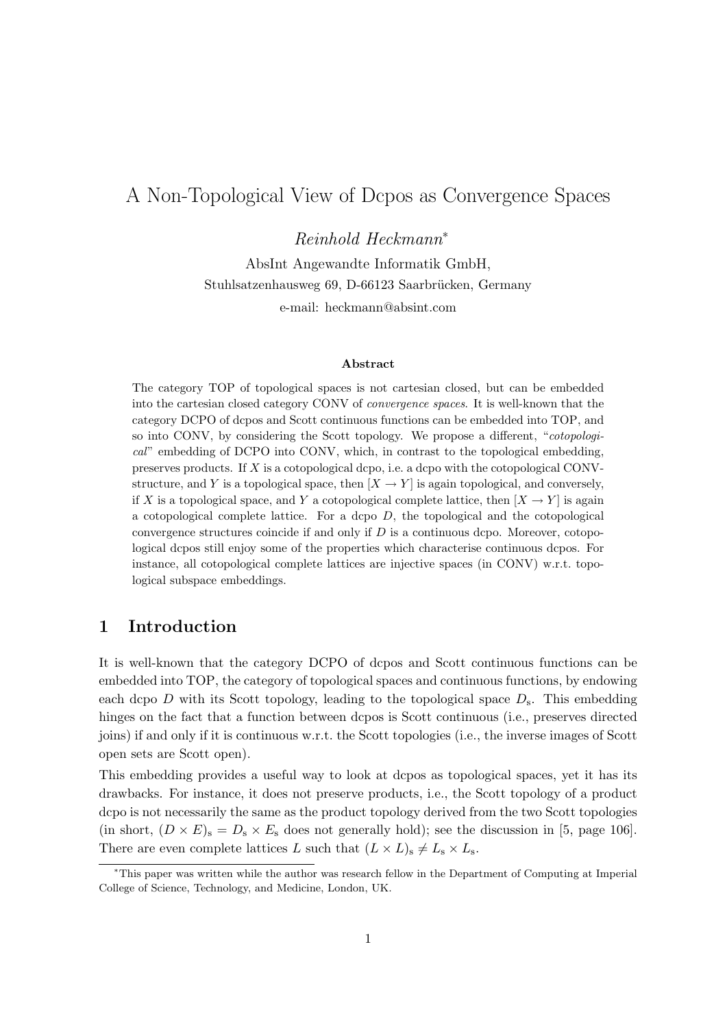# A Non-Topological View of Dcpos as Convergence Spaces

*Reinhold Heckmann*[*]

AbsInt Angewandte Informatik GmbH,
Stuhlsatzenhausweg 69, D-66123 Saarbrücken, Germany
e-mail: heckmann@absint.com

### Abstract

The category TOP of topological spaces is not cartesian closed, but can be embedded into the cartesian closed category CONV of *convergence spaces*. It is well-known that the category DCPO of dcpos and Scott continuous functions can be embedded into TOP, and so into CONV, by considering the Scott topology. We propose a different, "*cotopological*" embedding of DCPO into CONV, which, in contrast to the topological embedding, preserves products. If $X$ is a cotopological dcpo, i.e. a dcpo with the cotopological CONV-structure, and $Y$ is a topological space, then $[X \to Y]$ is again topological, and conversely, if $X$ is a topological space, and $Y$ a cotopological complete lattice, then $[X \to Y]$ is again a cotopological complete lattice. For a dcpo $D$, the topological and the cotopological convergence structures coincide if and only if $D$ is a continuous dcpo. Moreover, cotopological dcpos still enjoy some of the properties which characterise continuous dcpos. For instance, all cotopological complete lattices are injective spaces (in CONV) w.r.t. topological subspace embeddings.

## 1 Introduction

It is well-known that the category DCPO of dcpos and Scott continuous functions can be embedded into TOP, the category of topological spaces and continuous functions, by endowing each dcpo $D$ with its Scott topology, leading to the topological space $D_s$. This embedding hinges on the fact that a function between dcpos is Scott continuous (i.e., preserves directed joins) if and only if it is continuous w.r.t. the Scott topologies (i.e., the inverse images of Scott open sets are Scott open).

This embedding provides a useful way to look at dcpos as topological spaces, yet it has its drawbacks. For instance, it does not preserve products, i.e., the Scott topology of a product dcpo is not necessarily the same as the product topology derived from the two Scott topologies (in short, $(D \times E)_s = D_s \times E_s$ does not generally hold); see the discussion in [5, page 106]. There are even complete lattices $L$ such that $(L \times L)_s \neq L_s \times L_s$.

[*] This paper was written while the author was research fellow in the Department of Computing at Imperial College of Science, Technology, and Medicine, London, UK.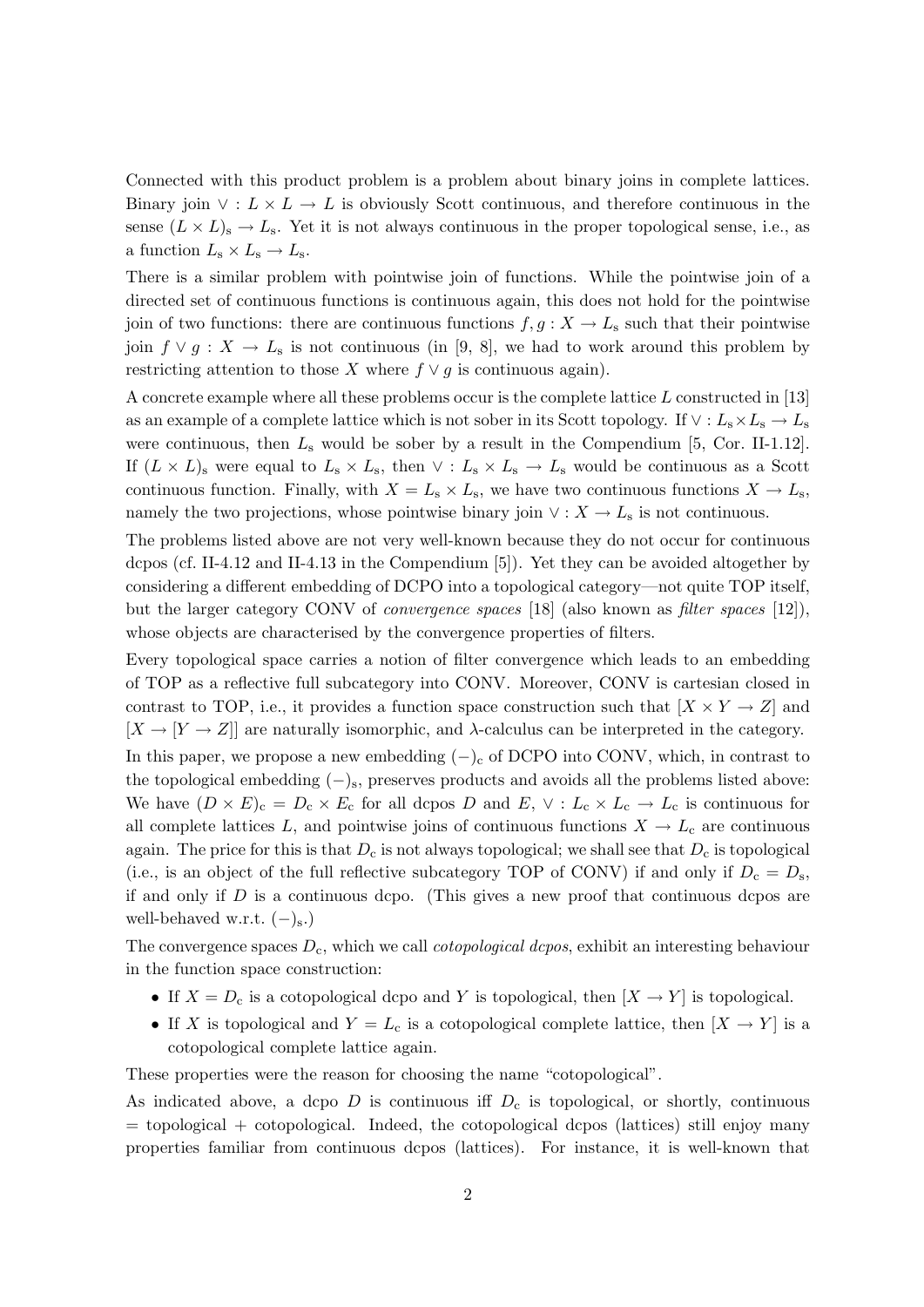Connected with this product problem is a problem about binary joins in complete lattices. Binary join $\vee : L \times L \to L$ is obviously Scott continuous, and therefore continuous in the sense $(L \times L)_{\mathrm{s}} \to L_{\mathrm{s}}$. Yet it is not always continuous in the proper topological sense, i.e., as a function $L_{\mathrm{s}} \times L_{\mathrm{s}} \to L_{\mathrm{s}}$.

There is a similar problem with pointwise join of functions. While the pointwise join of a directed set of continuous functions is continuous again, this does not hold for the pointwise join of two functions: there are continuous functions $f, g : X \to L_{\mathrm{s}}$ such that their pointwise join $f \vee g : X \to L_{\mathrm{s}}$ is not continuous (in [9, 8], we had to work around this problem by restricting attention to those $X$ where $f \vee g$ is continuous again).

A concrete example where all these problems occur is the complete lattice $L$ constructed in [13] as an example of a complete lattice which is not sober in its Scott topology. If $\vee : L_{\mathrm{s}} \times L_{\mathrm{s}} \to L_{\mathrm{s}}$ were continuous, then $L_{\mathrm{s}}$ would be sober by a result in the Compendium [5, Cor. II-1.12]. If $(L \times L)_{\mathrm{s}}$ were equal to $L_{\mathrm{s}} \times L_{\mathrm{s}}$, then $\vee : L_{\mathrm{s}} \times L_{\mathrm{s}} \to L_{\mathrm{s}}$ would be continuous as a Scott continuous function. Finally, with $X = L_{\mathrm{s}} \times L_{\mathrm{s}}$, we have two continuous functions $X \to L_{\mathrm{s}}$, namely the two projections, whose pointwise binary join $\vee : X \to L_{\mathrm{s}}$ is not continuous.

The problems listed above are not very well-known because they do not occur for continuous dcpos (cf. II-4.12 and II-4.13 in the Compendium [5]). Yet they can be avoided altogether by considering a different embedding of DCPO into a topological category—not quite TOP itself, but the larger category CONV of *convergence spaces* [18] (also known as *filter spaces* [12]), whose objects are characterised by the convergence properties of filters.

Every topological space carries a notion of filter convergence which leads to an embedding of TOP as a reflective full subcategory into CONV. Moreover, CONV is cartesian closed in contrast to TOP, i.e., it provides a function space construction such that $[X \times Y \to Z]$ and $[X \to [Y \to Z]]$ are naturally isomorphic, and $\lambda$-calculus can be interpreted in the category.

In this paper, we propose a new embedding $(-)_{\mathrm{c}}$ of DCPO into CONV, which, in contrast to the topological embedding $(-)_{\mathrm{s}}$, preserves products and avoids all the problems listed above: We have $(D \times E)_{\mathrm{c}} = D_{\mathrm{c}} \times E_{\mathrm{c}}$ for all dcpos $D$ and $E$, $\vee : L_{\mathrm{c}} \times L_{\mathrm{c}} \to L_{\mathrm{c}}$ is continuous for all complete lattices $L$, and pointwise joins of continuous functions $X \to L_{\mathrm{c}}$ are continuous again. The price for this is that $D_{\mathrm{c}}$ is not always topological; we shall see that $D_{\mathrm{c}}$ is topological (i.e., is an object of the full reflective subcategory TOP of CONV) if and only if $D_{\mathrm{c}} = D_{\mathrm{s}}$, if and only if $D$ is a continuous dcpo. (This gives a new proof that continuous dcpos are well-behaved w.r.t. $(-)_{\mathrm{s}}$.)

The convergence spaces $D_{\mathrm{c}}$, which we call *cotopological dcpos*, exhibit an interesting behaviour in the function space construction:

- If $X = D_{\mathrm{c}}$ is a cotopological dcpo and $Y$ is topological, then $[X \to Y]$ is topological.
- If $X$ is topological and $Y = L_{\mathrm{c}}$ is a cotopological complete lattice, then $[X \to Y]$ is a cotopological complete lattice again.

These properties were the reason for choosing the name "cotopological".

As indicated above, a dcpo $D$ is continuous iff $D_{\mathrm{c}}$ is topological, or shortly, continuous = topological + cotopological. Indeed, the cotopological dcpos (lattices) still enjoy many properties familiar from continuous dcpos (lattices). For instance, it is well-known that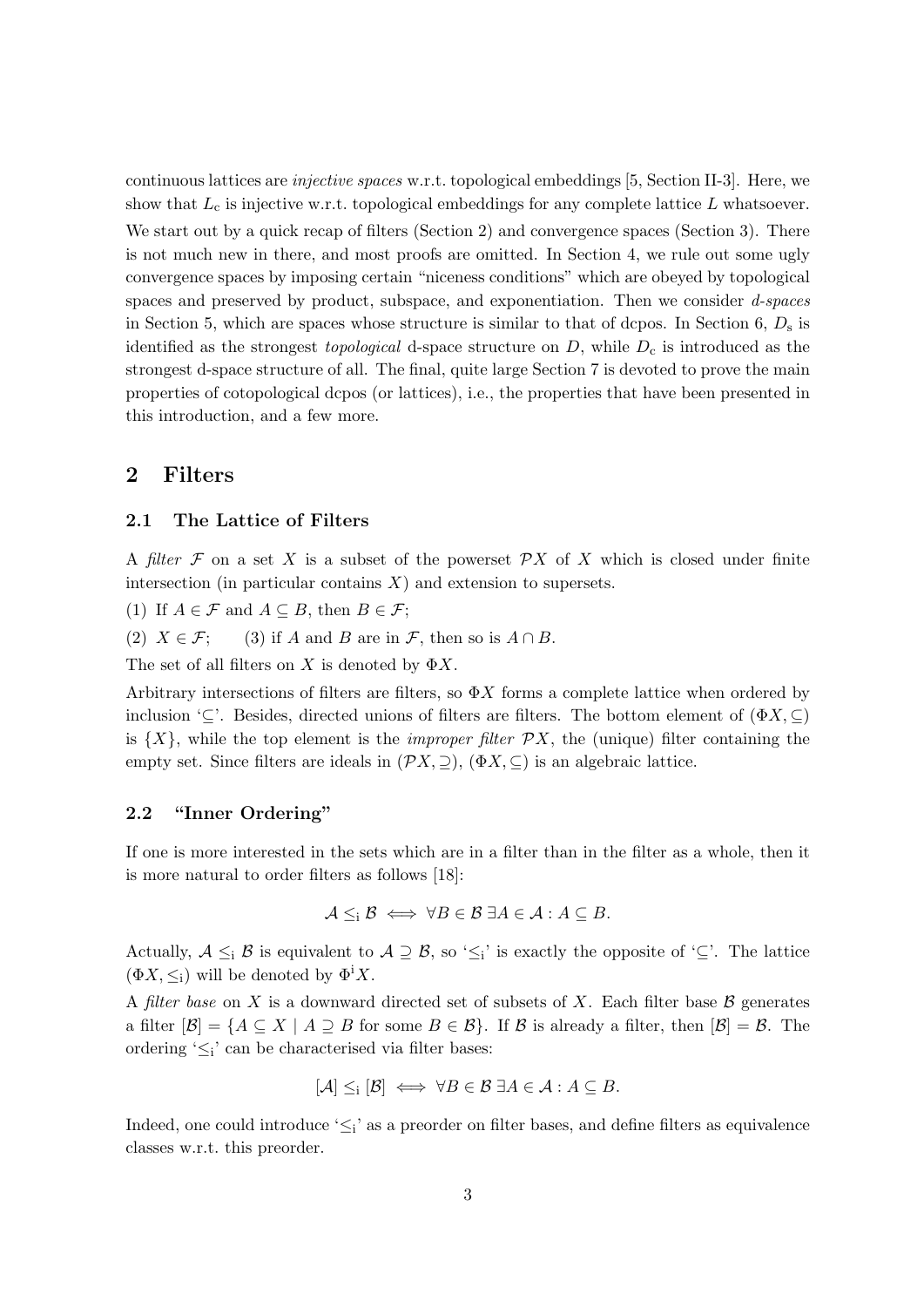continuous lattices are *injective spaces* w.r.t. topological embeddings [5, Section II-3]. Here, we show that $L_c$ is injective w.r.t. topological embeddings for any complete lattice $L$ whatsoever.

We start out by a quick recap of filters (Section 2) and convergence spaces (Section 3). There is not much new in there, and most proofs are omitted. In Section 4, we rule out some ugly convergence spaces by imposing certain "niceness conditions" which are obeyed by topological spaces and preserved by product, subspace, and exponentiation. Then we consider *d-spaces* in Section 5, which are spaces whose structure is similar to that of dcpos. In Section 6, $D_s$ is identified as the strongest *topological* d-space structure on $D$, while $D_c$ is introduced as the strongest d-space structure of all. The final, quite large Section 7 is devoted to prove the main properties of cotopological dcpos (or lattices), i.e., the properties that have been presented in this introduction, and a few more.

## 2 Filters

### 2.1 The Lattice of Filters

A *filter* $\mathcal{F}$ on a set $X$ is a subset of the powerset $\mathcal{P}X$ of $X$ which is closed under finite intersection (in particular contains $X$) and extension to supersets.

(1) If $A \in \mathcal{F}$ and $A \subseteq B$, then $B \in \mathcal{F}$;

(2) $X \in \mathcal{F}$; (3) if $A$ and $B$ are in $\mathcal{F}$, then so is $A \cap B$.

The set of all filters on $X$ is denoted by $\Phi X$.

Arbitrary intersections of filters are filters, so $\Phi X$ forms a complete lattice when ordered by inclusion '$\subseteq$'. Besides, directed unions of filters are filters. The bottom element of $(\Phi X, \subseteq)$ is $\{X\}$, while the top element is the *improper filter* $\mathcal{P}X$, the (unique) filter containing the empty set. Since filters are ideals in $(\mathcal{P}X, \supseteq)$, $(\Phi X, \subseteq)$ is an algebraic lattice.

### 2.2 "Inner Ordering"

If one is more interested in the sets which are in a filter than in the filter as a whole, then it is more natural to order filters as follows [18]:

$$\mathcal{A} \leq_{\mathrm{i}} \mathcal{B} \iff \forall B \in \mathcal{B}\ \exists A \in \mathcal{A} : A \subseteq B.$$

Actually, $\mathcal{A} \leq_{\mathrm{i}} \mathcal{B}$ is equivalent to $\mathcal{A} \supseteq \mathcal{B}$, so '$\leq_{\mathrm{i}}$' is exactly the opposite of '$\subseteq$'. The lattice $(\Phi X, \leq_{\mathrm{i}})$ will be denoted by $\Phi^{\mathrm{i}} X$.

A *filter base* on $X$ is a downward directed set of subsets of $X$. Each filter base $\mathcal{B}$ generates a filter $[\mathcal{B}] = \{A \subseteq X \mid A \supseteq B \text{ for some } B \in \mathcal{B}\}$. If $\mathcal{B}$ is already a filter, then $[\mathcal{B}] = \mathcal{B}$. The ordering '$\leq_{\mathrm{i}}$' can be characterised via filter bases:

$$[\mathcal{A}] \leq_{\mathrm{i}} [\mathcal{B}] \iff \forall B \in \mathcal{B}\ \exists A \in \mathcal{A} : A \subseteq B.$$

Indeed, one could introduce '$\leq_{\mathrm{i}}$' as a preorder on filter bases, and define filters as equivalence classes w.r.t. this preorder.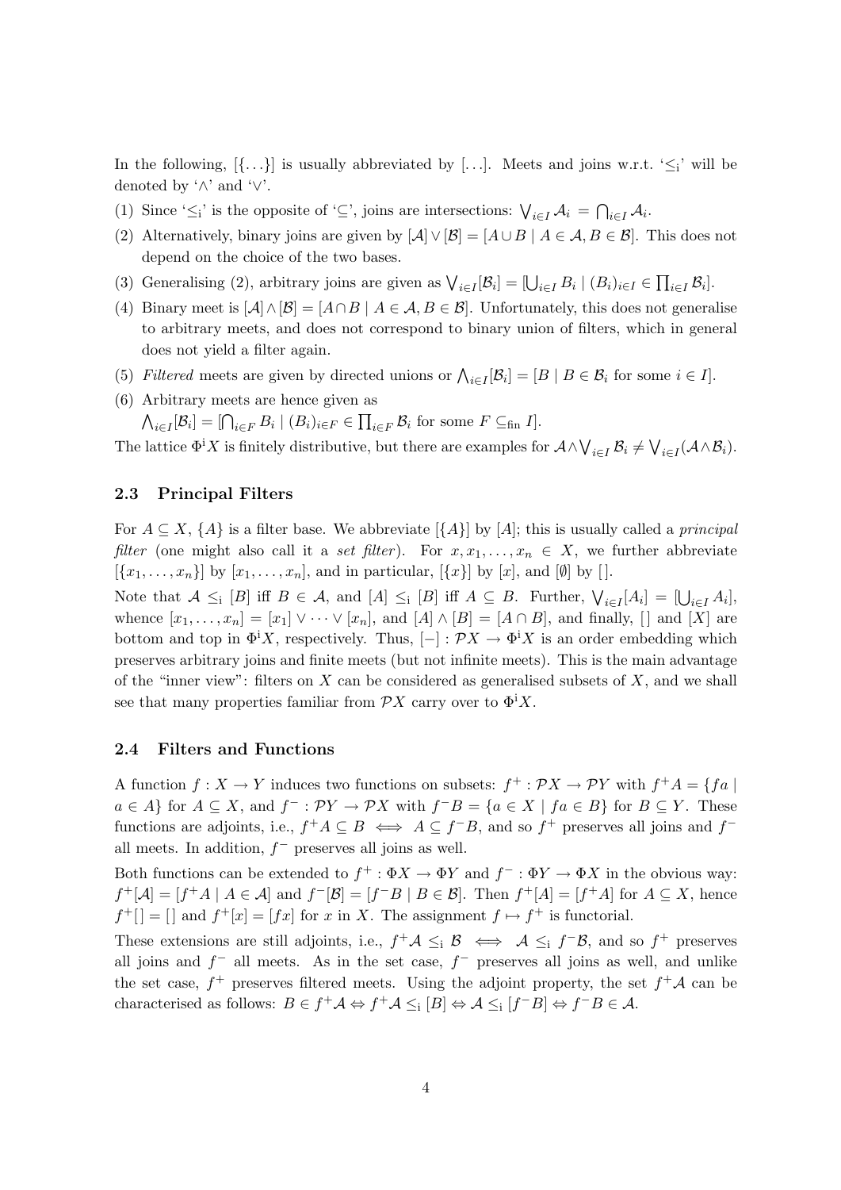In the following, $[\{\dots\}]$ is usually abbreviated by $[\dots]$. Meets and joins w.r.t. '$\leq_{\mathrm{i}}$' will be denoted by '$\wedge$' and '$\vee$'.

(1) Since '$\leq_{\mathrm{i}}$' is the opposite of '$\subseteq$', joins are intersections: $\bigvee_{i \in I} \mathcal{A}_i = \bigcap_{i \in I} \mathcal{A}_i$.
(2) Alternatively, binary joins are given by $[\mathcal{A}] \vee [\mathcal{B}] = [A \cup B \mid A \in \mathcal{A}, B \in \mathcal{B}]$. This does not depend on the choice of the two bases.
(3) Generalising (2), arbitrary joins are given as $\bigvee_{i \in I} [\mathcal{B}_i] = [\bigcup_{i \in I} B_i \mid (B_i)_{i \in I} \in \prod_{i \in I} \mathcal{B}_i]$.
(4) Binary meet is $[\mathcal{A}] \wedge [\mathcal{B}] = [A \cap B \mid A \in \mathcal{A}, B \in \mathcal{B}]$. Unfortunately, this does not generalise to arbitrary meets, and does not correspond to binary union of filters, which in general does not yield a filter again.
(5) *Filtered* meets are given by directed unions or $\bigwedge_{i \in I} [\mathcal{B}_i] = [B \mid B \in \mathcal{B}_i \text{ for some } i \in I]$.
(6) Arbitrary meets are hence given as
$\bigwedge_{i \in I} [\mathcal{B}_i] = [\bigcap_{i \in F} B_i \mid (B_i)_{i \in F} \in \prod_{i \in F} \mathcal{B}_i \text{ for some } F \subseteq_{\mathrm{fin}} I]$.

The lattice $\Phi^{\mathrm{i}} X$ is finitely distributive, but there are examples for $\mathcal{A} \wedge \bigvee_{i \in I} \mathcal{B}_i \neq \bigvee_{i \in I} (\mathcal{A} \wedge \mathcal{B}_i)$.

### 2.3 Principal Filters

For $A \subseteq X$, $\{A\}$ is a filter base. We abbreviate $[\{A\}]$ by $[A]$; this is usually called a *principal filter* (one might also call it a *set filter*). For $x, x_1, \dots, x_n \in X$, we further abbreviate $[\{x_1, \dots, x_n\}]$ by $[x_1, \dots, x_n]$, and in particular, $[\{x\}]$ by $[x]$, and $[\emptyset]$ by $[\,]$.

Note that $\mathcal{A} \leq_{\mathrm{i}} [B]$ iff $B \in \mathcal{A}$, and $[A] \leq_{\mathrm{i}} [B]$ iff $A \subseteq B$. Further, $\bigvee_{i \in I} [A_i] = [\bigcup_{i \in I} A_i]$, whence $[x_1, \dots, x_n] = [x_1] \vee \dots \vee [x_n]$, and $[A] \wedge [B] = [A \cap B]$, and finally, $[\,]$ and $[X]$ are bottom and top in $\Phi^{\mathrm{i}} X$, respectively. Thus, $[-] : \mathcal{P}X \to \Phi^{\mathrm{i}} X$ is an order embedding which preserves arbitrary joins and finite meets (but not infinite meets). This is the main advantage of the "inner view": filters on $X$ can be considered as generalised subsets of $X$, and we shall see that many properties familiar from $\mathcal{P}X$ carry over to $\Phi^{\mathrm{i}} X$.

### 2.4 Filters and Functions

A function $f : X \to Y$ induces two functions on subsets: $f^+ : \mathcal{P}X \to \mathcal{P}Y$ with $f^+ A = \{fa \mid a \in A\}$ for $A \subseteq X$, and $f^- : \mathcal{P}Y \to \mathcal{P}X$ with $f^- B = \{a \in X \mid fa \in B\}$ for $B \subseteq Y$. These functions are adjoints, i.e., $f^+ A \subseteq B \iff A \subseteq f^- B$, and so $f^+$ preserves all joins and $f^-$ all meets. In addition, $f^-$ preserves all joins as well.

Both functions can be extended to $f^+ : \Phi X \to \Phi Y$ and $f^- : \Phi Y \to \Phi X$ in the obvious way: $f^+ [\mathcal{A}] = [f^+ A \mid A \in \mathcal{A}]$ and $f^- [\mathcal{B}] = [f^- B \mid B \in \mathcal{B}]$. Then $f^+ [A] = [f^+ A]$ for $A \subseteq X$, hence $f^+ [\,] = [\,]$ and $f^+ [x] = [fx]$ for $x$ in $X$. The assignment $f \mapsto f^+$ is functorial.

These extensions are still adjoints, i.e., $f^+ \mathcal{A} \leq_{\mathrm{i}} \mathcal{B} \iff \mathcal{A} \leq_{\mathrm{i}} f^- \mathcal{B}$, and so $f^+$ preserves all joins and $f^-$ all meets. As in the set case, $f^-$ preserves all joins as well, and unlike the set case, $f^+$ preserves filtered meets. Using the adjoint property, the set $f^+ \mathcal{A}$ can be characterised as follows: $B \in f^+ \mathcal{A} \Leftrightarrow f^+ \mathcal{A} \leq_{\mathrm{i}} [B] \Leftrightarrow \mathcal{A} \leq_{\mathrm{i}} [f^- B] \Leftrightarrow f^- B \in \mathcal{A}$.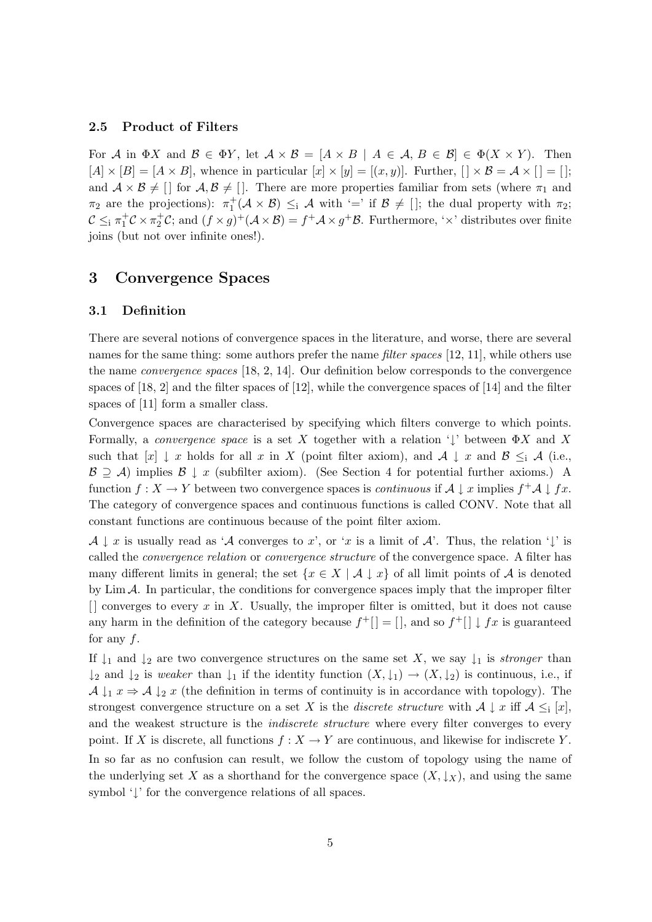### 2.5 Product of Filters

For $\mathcal{A}$ in $\Phi X$ and $\mathcal{B} \in \Phi Y$, let $\mathcal{A} \times \mathcal{B} = [A \times B \mid A \in \mathcal{A},\, B \in \mathcal{B}] \in \Phi(X \times Y)$. Then $[A] \times [B] = [A \times B]$, whence in particular $[x] \times [y] = [(x, y)]$. Further, $[\,] \times \mathcal{B} = \mathcal{A} \times [\,] = [\,]$; and $\mathcal{A} \times \mathcal{B} \neq [\,]$ for $\mathcal{A}, \mathcal{B} \neq [\,]$. There are more properties familiar from sets (where $\pi_1$ and $\pi_2$ are the projections): $\pi_1^+(\mathcal{A} \times \mathcal{B}) \leq_{\mathrm{i}} \mathcal{A}$ with '$=$' if $\mathcal{B} \neq [\,]$; the dual property with $\pi_2$; $\mathcal{C} \leq_{\mathrm{i}} \pi_1^+\mathcal{C} \times \pi_2^+\mathcal{C}$; and $(f \times g)^+(\mathcal{A} \times \mathcal{B}) = f^+\mathcal{A} \times g^+\mathcal{B}$. Furthermore, '$\times$' distributes over finite joins (but not over infinite ones!).

## 3 Convergence Spaces

### 3.1 Definition

There are several notions of convergence spaces in the literature, and worse, there are several names for the same thing: some authors prefer the name *filter spaces* [12, 11], while others use the name *convergence spaces* [18, 2, 14]. Our definition below corresponds to the convergence spaces of [18, 2] and the filter spaces of [12], while the convergence spaces of [14] and the filter spaces of [11] form a smaller class.

Convergence spaces are characterised by specifying which filters converge to which points. Formally, a *convergence space* is a set $X$ together with a relation '$\downarrow$' between $\Phi X$ and $X$ such that $[x] \downarrow x$ holds for all $x$ in $X$ (point filter axiom), and $\mathcal{A} \downarrow x$ and $\mathcal{B} \leq_{\mathrm{i}} \mathcal{A}$ (i.e., $\mathcal{B} \supseteq \mathcal{A}$) implies $\mathcal{B} \downarrow x$ (subfilter axiom). (See Section 4 for potential further axioms.) A function $f : X \to Y$ between two convergence spaces is *continuous* if $\mathcal{A} \downarrow x$ implies $f^+\mathcal{A} \downarrow fx$. The category of convergence spaces and continuous functions is called CONV. Note that all constant functions are continuous because of the point filter axiom.

$\mathcal{A} \downarrow x$ is usually read as '$\mathcal{A}$ converges to $x$', or '$x$ is a limit of $\mathcal{A}$'. Thus, the relation '$\downarrow$' is called the *convergence relation* or *convergence structure* of the convergence space. A filter has many different limits in general; the set $\{x \in X \mid \mathcal{A} \downarrow x\}$ of all limit points of $\mathcal{A}$ is denoted by $\operatorname{Lim} \mathcal{A}$. In particular, the conditions for convergence spaces imply that the improper filter $[\,]$ converges to every $x$ in $X$. Usually, the improper filter is omitted, but it does not cause any harm in the definition of the category because $f^+[\,] = [\,]$, and so $f^+[\,] \downarrow fx$ is guaranteed for any $f$.

If $\downarrow_1$ and $\downarrow_2$ are two convergence structures on the same set $X$, we say $\downarrow_1$ is *stronger* than $\downarrow_2$ and $\downarrow_2$ is *weaker* than $\downarrow_1$ if the identity function $(X, \downarrow_1) \to (X, \downarrow_2)$ is continuous, i.e., if $\mathcal{A} \downarrow_1 x \Rightarrow \mathcal{A} \downarrow_2 x$ (the definition in terms of continuity is in accordance with topology). The strongest convergence structure on a set $X$ is the *discrete structure* with $\mathcal{A} \downarrow x$ iff $\mathcal{A} \leq_{\mathrm{i}} [x]$, and the weakest structure is the *indiscrete structure* where every filter converges to every point. If $X$ is discrete, all functions $f : X \to Y$ are continuous, and likewise for indiscrete $Y$.

In so far as no confusion can result, we follow the custom of topology using the name of the underlying set $X$ as a shorthand for the convergence space $(X, \downarrow_X)$, and using the same symbol '$\downarrow$' for the convergence relations of all spaces.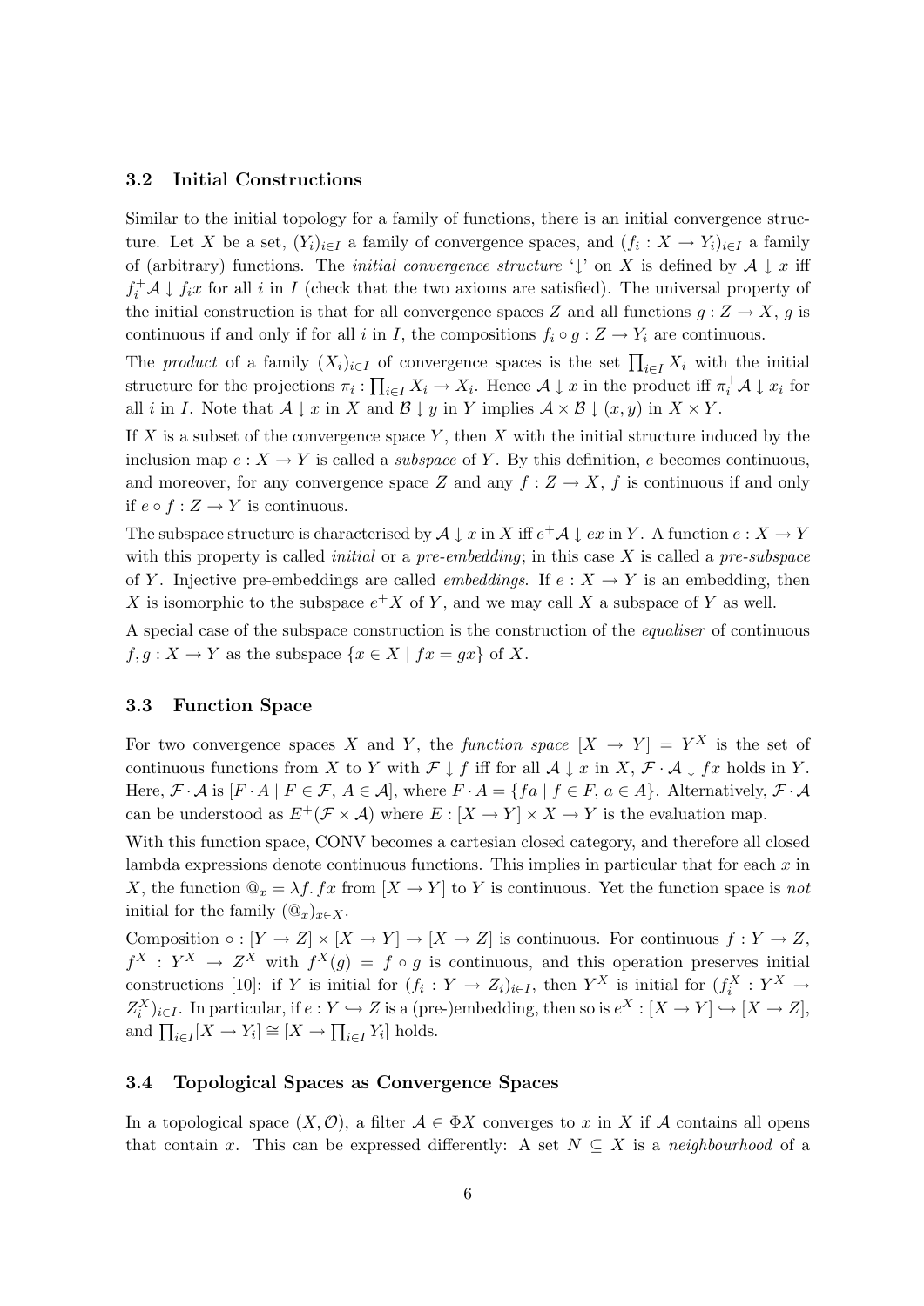### 3.2 Initial Constructions

Similar to the initial topology for a family of functions, there is an initial convergence structure. Let $X$ be a set, $(Y_i)_{i \in I}$ a family of convergence spaces, and $(f_i : X \to Y_i)_{i \in I}$ a family of (arbitrary) functions. The *initial convergence structure* '$\downarrow$' on $X$ is defined by $\mathcal{A} \downarrow x$ iff $f_i^+\mathcal{A} \downarrow f_i x$ for all $i$ in $I$ (check that the two axioms are satisfied). The universal property of the initial construction is that for all convergence spaces $Z$ and all functions $g : Z \to X$, $g$ is continuous if and only if for all $i$ in $I$, the compositions $f_i \circ g : Z \to Y_i$ are continuous.

The *product* of a family $(X_i)_{i \in I}$ of convergence spaces is the set $\prod_{i \in I} X_i$ with the initial structure for the projections $\pi_i : \prod_{i \in I} X_i \to X_i$. Hence $\mathcal{A} \downarrow x$ in the product iff $\pi_i^+\mathcal{A} \downarrow x_i$ for all $i$ in $I$. Note that $\mathcal{A} \downarrow x$ in $X$ and $\mathcal{B} \downarrow y$ in $Y$ implies $\mathcal{A} \times \mathcal{B} \downarrow (x, y)$ in $X \times Y$.

If $X$ is a subset of the convergence space $Y$, then $X$ with the initial structure induced by the inclusion map $e : X \to Y$ is called a *subspace* of $Y$. By this definition, $e$ becomes continuous, and moreover, for any convergence space $Z$ and any $f : Z \to X$, $f$ is continuous if and only if $e \circ f : Z \to Y$ is continuous.

The subspace structure is characterised by $\mathcal{A} \downarrow x$ in $X$ iff $e^+\mathcal{A} \downarrow ex$ in $Y$. A function $e : X \to Y$ with this property is called *initial* or a *pre-embedding*; in this case $X$ is called a *pre-subspace* of $Y$. Injective pre-embeddings are called *embeddings*. If $e : X \to Y$ is an embedding, then $X$ is isomorphic to the subspace $e^+X$ of $Y$, and we may call $X$ a subspace of $Y$ as well.

A special case of the subspace construction is the construction of the *equaliser* of continuous $f, g : X \to Y$ as the subspace $\{x \in X \mid fx = gx\}$ of $X$.

### 3.3 Function Space

For two convergence spaces $X$ and $Y$, the *function space* $[X \to Y] = Y^X$ is the set of continuous functions from $X$ to $Y$ with $\mathcal{F} \downarrow f$ iff for all $\mathcal{A} \downarrow x$ in $X$, $\mathcal{F} \cdot \mathcal{A} \downarrow fx$ holds in $Y$. Here, $\mathcal{F} \cdot \mathcal{A}$ is $[F \cdot A \mid F \in \mathcal{F},\, A \in \mathcal{A}]$, where $F \cdot A = \{fa \mid f \in F,\, a \in A\}$. Alternatively, $\mathcal{F} \cdot \mathcal{A}$ can be understood as $E^+(\mathcal{F} \times \mathcal{A})$ where $E : [X \to Y] \times X \to Y$ is the evaluation map.

With this function space, CONV becomes a cartesian closed category, and therefore all closed lambda expressions denote continuous functions. This implies in particular that for each $x$ in $X$, the function $@_x = \lambda f.\, fx$ from $[X \to Y]$ to $Y$ is continuous. Yet the function space is *not* initial for the family $(@_x)_{x \in X}$.

Composition $\circ : [Y \to Z] \times [X \to Y] \to [X \to Z]$ is continuous. For continuous $f : Y \to Z$, $f^X : Y^X \to Z^X$ with $f^X(g) = f \circ g$ is continuous, and this operation preserves initial constructions [10]: if $Y$ is initial for $(f_i : Y \to Z_i)_{i \in I}$, then $Y^X$ is initial for $(f_i^X : Y^X \to Z_i^X)_{i \in I}$. In particular, if $e : Y \hookrightarrow Z$ is a (pre-)embedding, then so is $e^X : [X \to Y] \hookrightarrow [X \to Z]$, and $\prod_{i \in I}[X \to Y_i] \cong [X \to \prod_{i \in I} Y_i]$ holds.

### 3.4 Topological Spaces as Convergence Spaces

In a topological space $(X, \mathcal{O})$, a filter $\mathcal{A} \in \Phi X$ converges to $x$ in $X$ if $\mathcal{A}$ contains all opens that contain $x$. This can be expressed differently: A set $N \subseteq X$ is a *neighbourhood* of a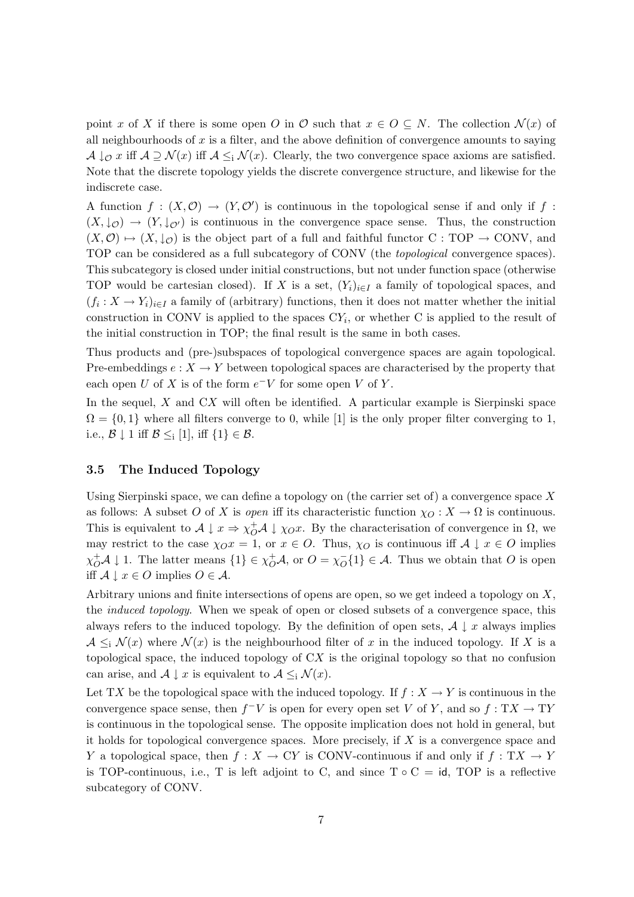point $x$ of $X$ if there is some open $O$ in $\mathcal{O}$ such that $x \in O \subseteq N$. The collection $\mathcal{N}(x)$ of all neighbourhoods of $x$ is a filter, and the above definition of convergence amounts to saying $\mathcal{A} \downarrow_{\mathcal{O}} x$ iff $\mathcal{A} \supseteq \mathcal{N}(x)$ iff $\mathcal{A} \leq_{\mathrm{i}} \mathcal{N}(x)$. Clearly, the two convergence space axioms are satisfied. Note that the discrete topology yields the discrete convergence structure, and likewise for the indiscrete case.

A function $f : (X, \mathcal{O}) \to (Y, \mathcal{O}')$ is continuous in the topological sense if and only if $f : (X, \downarrow_{\mathcal{O}}) \to (Y, \downarrow_{\mathcal{O}'})$ is continuous in the convergence space sense. Thus, the construction $(X, \mathcal{O}) \mapsto (X, \downarrow_{\mathcal{O}})$ is the object part of a full and faithful functor $\mathrm{C} : \mathrm{TOP} \to \mathrm{CONV}$, and TOP can be considered as a full subcategory of CONV (the *topological* convergence spaces). This subcategory is closed under initial constructions, but not under function space (otherwise TOP would be cartesian closed). If $X$ is a set, $(Y_i)_{i \in I}$ a family of topological spaces, and $(f_i : X \to Y_i)_{i \in I}$ a family of (arbitrary) functions, then it does not matter whether the initial construction in CONV is applied to the spaces $\mathrm{C}Y_i$, or whether C is applied to the result of the initial construction in TOP; the final result is the same in both cases.

Thus products and (pre-)subspaces of topological convergence spaces are again topological. Pre-embeddings $e : X \to Y$ between topological spaces are characterised by the property that each open $U$ of $X$ is of the form $e^{-}V$ for some open $V$ of $Y$.

In the sequel, $X$ and $\mathrm{C}X$ will often be identified. A particular example is Sierpinski space $\Omega = \{0, 1\}$ where all filters converge to 0, while $[1]$ is the only proper filter converging to 1, i.e., $\mathcal{B} \downarrow 1$ iff $\mathcal{B} \leq_{\mathrm{i}} [1]$, iff $\{1\} \in \mathcal{B}$.

### 3.5 The Induced Topology

Using Sierpinski space, we can define a topology on (the carrier set of) a convergence space $X$ as follows: A subset $O$ of $X$ is *open* iff its characteristic function $\chi_O : X \to \Omega$ is continuous. This is equivalent to $\mathcal{A} \downarrow x \Rightarrow \chi_O^{+}\mathcal{A} \downarrow \chi_O x$. By the characterisation of convergence in $\Omega$, we may restrict to the case $\chi_O x = 1$, or $x \in O$. Thus, $\chi_O$ is continuous iff $\mathcal{A} \downarrow x \in O$ implies $\chi_O^{+}\mathcal{A} \downarrow 1$. The latter means $\{1\} \in \chi_O^{+}\mathcal{A}$, or $O = \chi_O^{-}\{1\} \in \mathcal{A}$. Thus we obtain that $O$ is open iff $\mathcal{A} \downarrow x \in O$ implies $O \in \mathcal{A}$.

Arbitrary unions and finite intersections of opens are open, so we get indeed a topology on $X$, the *induced topology*. When we speak of open or closed subsets of a convergence space, this always refers to the induced topology. By the definition of open sets, $\mathcal{A} \downarrow x$ always implies $\mathcal{A} \leq_{\mathrm{i}} \mathcal{N}(x)$ where $\mathcal{N}(x)$ is the neighbourhood filter of $x$ in the induced topology. If $X$ is a topological space, the induced topology of $\mathrm{C}X$ is the original topology so that no confusion can arise, and $\mathcal{A} \downarrow x$ is equivalent to $\mathcal{A} \leq_{\mathrm{i}} \mathcal{N}(x)$.

Let $\mathrm{T}X$ be the topological space with the induced topology. If $f : X \to Y$ is continuous in the convergence space sense, then $f^{-}V$ is open for every open set $V$ of $Y$, and so $f : \mathrm{T}X \to \mathrm{T}Y$ is continuous in the topological sense. The opposite implication does not hold in general, but it holds for topological convergence spaces. More precisely, if $X$ is a convergence space and $Y$ a topological space, then $f : X \to \mathrm{C}Y$ is CONV-continuous if and only if $f : \mathrm{T}X \to Y$ is TOP-continuous, i.e., T is left adjoint to C, and since $\mathrm{T} \circ \mathrm{C} = \mathsf{id}$, TOP is a reflective subcategory of CONV.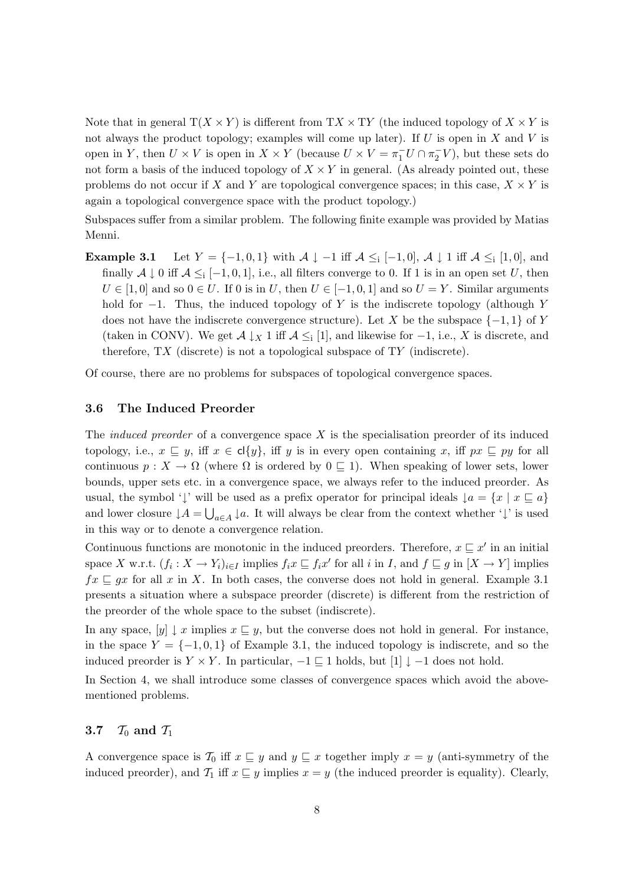Note that in general $\mathrm{T}(X \times Y)$ is different from $\mathrm{T}X \times \mathrm{T}Y$ (the induced topology of $X \times Y$ is not always the product topology; examples will come up later). If $U$ is open in $X$ and $V$ is open in $Y$, then $U \times V$ is open in $X \times Y$ (because $U \times V = \pi_1^- U \cap \pi_2^- V$), but these sets do not form a basis of the induced topology of $X \times Y$ in general. (As already pointed out, these problems do not occur if $X$ and $Y$ are topological convergence spaces; in this case, $X \times Y$ is again a topological convergence space with the product topology.)

Subspaces suffer from a similar problem. The following finite example was provided by Matias Menni.

**Example 3.1** Let $Y = \{-1, 0, 1\}$ with $\mathcal{A} \downarrow -1$ iff $\mathcal{A} \leq_{\mathrm{i}} [-1, 0]$, $\mathcal{A} \downarrow 1$ iff $\mathcal{A} \leq_{\mathrm{i}} [1, 0]$, and finally $\mathcal{A} \downarrow 0$ iff $\mathcal{A} \leq_{\mathrm{i}} [-1, 0, 1]$, i.e., all filters converge to 0. If 1 is in an open set $U$, then $U \in [1, 0]$ and so $0 \in U$. If 0 is in $U$, then $U \in [-1, 0, 1]$ and so $U = Y$. Similar arguments hold for $-1$. Thus, the induced topology of $Y$ is the indiscrete topology (although $Y$ does not have the indiscrete convergence structure). Let $X$ be the subspace $\{-1, 1\}$ of $Y$ (taken in CONV). We get $\mathcal{A} \downarrow_X 1$ iff $\mathcal{A} \leq_{\mathrm{i}} [1]$, and likewise for $-1$, i.e., $X$ is discrete, and therefore, $\mathrm{T}X$ (discrete) is not a topological subspace of $\mathrm{T}Y$ (indiscrete).

Of course, there are no problems for subspaces of topological convergence spaces.

### 3.6 The Induced Preorder

The *induced preorder* of a convergence space $X$ is the specialisation preorder of its induced topology, i.e., $x \sqsubseteq y$, iff $x \in \mathsf{cl}\{y\}$, iff $y$ is in every open containing $x$, iff $px \sqsubseteq py$ for all continuous $p : X \to \Omega$ (where $\Omega$ is ordered by $0 \sqsubseteq 1$). When speaking of lower sets, lower bounds, upper sets etc. in a convergence space, we always refer to the induced preorder. As usual, the symbol '$\downarrow$' will be used as a prefix operator for principal ideals $\downarrow a = \{x \mid x \sqsubseteq a\}$ and lower closure $\downarrow A = \bigcup_{a \in A} \downarrow a$. It will always be clear from the context whether '$\downarrow$' is used in this way or to denote a convergence relation.

Continuous functions are monotonic in the induced preorders. Therefore, $x \sqsubseteq x'$ in an initial space $X$ w.r.t. $(f_i : X \to Y_i)_{i \in I}$ implies $f_i x \sqsubseteq f_i x'$ for all $i$ in $I$, and $f \sqsubseteq g$ in $[X \to Y]$ implies $fx \sqsubseteq gx$ for all $x$ in $X$. In both cases, the converse does not hold in general. Example 3.1 presents a situation where a subspace preorder (discrete) is different from the restriction of the preorder of the whole space to the subset (indiscrete).

In any space, $[y] \downarrow x$ implies $x \sqsubseteq y$, but the converse does not hold in general. For instance, in the space $Y = \{-1, 0, 1\}$ of Example 3.1, the induced topology is indiscrete, and so the induced preorder is $Y \times Y$. In particular, $-1 \sqsubseteq 1$ holds, but $[1] \downarrow -1$ does not hold.

In Section 4, we shall introduce some classes of convergence spaces which avoid the above-mentioned problems.

### 3.7 $\mathcal{T}_0$ and $\mathcal{T}_1$

A convergence space is $\mathcal{T}_0$ iff $x \sqsubseteq y$ and $y \sqsubseteq x$ together imply $x = y$ (anti-symmetry of the induced preorder), and $\mathcal{T}_1$ iff $x \sqsubseteq y$ implies $x = y$ (the induced preorder is equality). Clearly,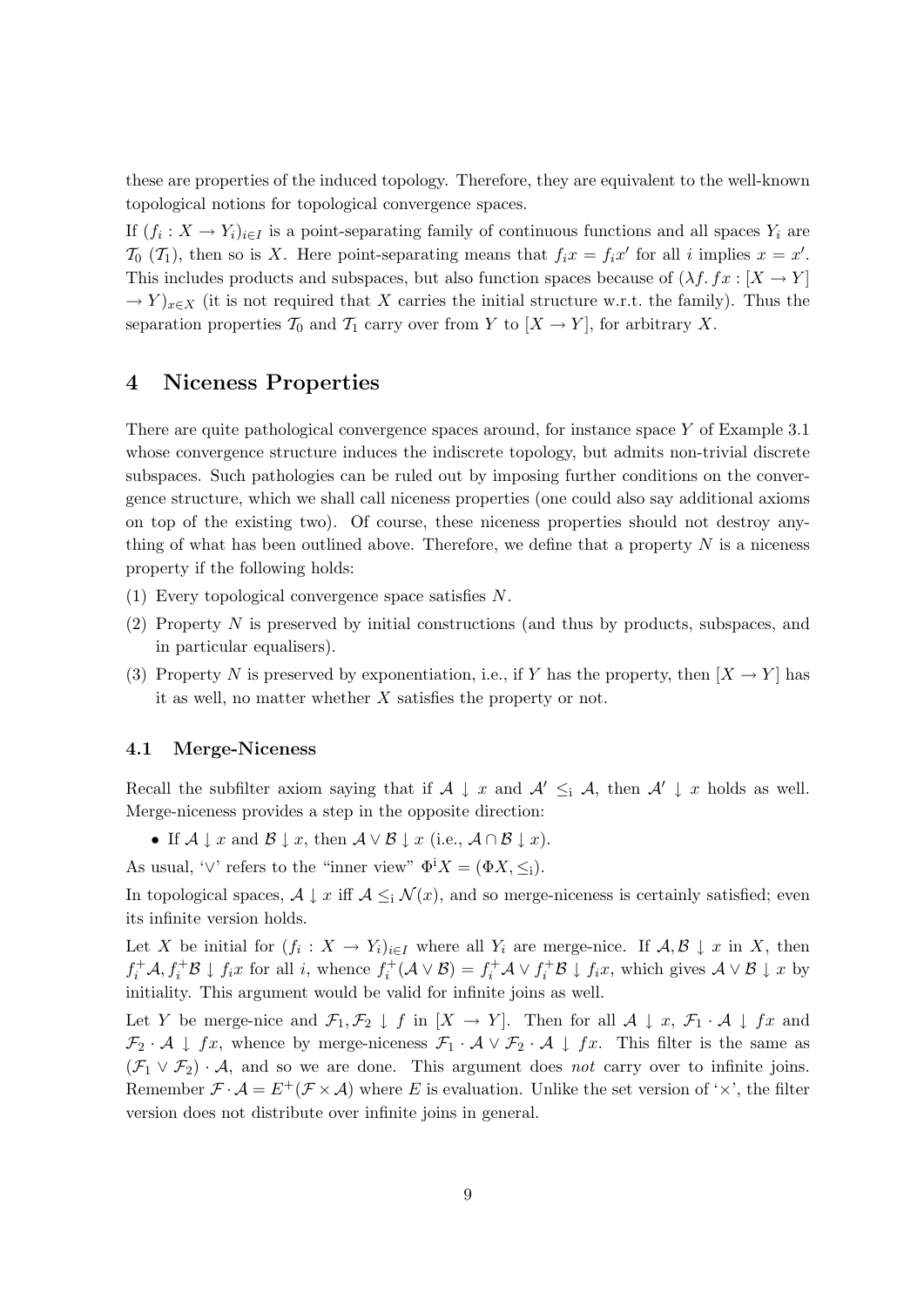these are properties of the induced topology. Therefore, they are equivalent to the well-known topological notions for topological convergence spaces.

If $(f_i : X \to Y_i)_{i \in I}$ is a point-separating family of continuous functions and all spaces $Y_i$ are $\mathcal{T}_0$ ($\mathcal{T}_1$), then so is $X$. Here point-separating means that $f_i x = f_i x'$ for all $i$ implies $x = x'$. This includes products and subspaces, but also function spaces because of $(\lambda f.\, fx : [X \to Y] \to Y)_{x \in X}$ (it is not required that $X$ carries the initial structure w.r.t. the family). Thus the separation properties $\mathcal{T}_0$ and $\mathcal{T}_1$ carry over from $Y$ to $[X \to Y]$, for arbitrary $X$.

# 4 Niceness Properties

There are quite pathological convergence spaces around, for instance space $Y$ of Example 3.1 whose convergence structure induces the indiscrete topology, but admits non-trivial discrete subspaces. Such pathologies can be ruled out by imposing further conditions on the convergence structure, which we shall call niceness properties (one could also say additional axioms on top of the existing two). Of course, these niceness properties should not destroy anything of what has been outlined above. Therefore, we define that a property $N$ is a niceness property if the following holds:

(1) Every topological convergence space satisfies $N$.

(2) Property $N$ is preserved by initial constructions (and thus by products, subspaces, and in particular equalisers).

(3) Property $N$ is preserved by exponentiation, i.e., if $Y$ has the property, then $[X \to Y]$ has it as well, no matter whether $X$ satisfies the property or not.

## 4.1 Merge-Niceness

Recall the subfilter axiom saying that if $\mathcal{A} \downarrow x$ and $\mathcal{A}' \leq_{\mathrm{i}} \mathcal{A}$, then $\mathcal{A}' \downarrow x$ holds as well. Merge-niceness provides a step in the opposite direction:

- If $\mathcal{A} \downarrow x$ and $\mathcal{B} \downarrow x$, then $\mathcal{A} \vee \mathcal{B} \downarrow x$ (i.e., $\mathcal{A} \cap \mathcal{B} \downarrow x$).

As usual, '$\vee$' refers to the "inner view" $\Phi^{\mathrm{i}} X = (\Phi X, \leq_{\mathrm{i}})$.

In topological spaces, $\mathcal{A} \downarrow x$ iff $\mathcal{A} \leq_{\mathrm{i}} \mathcal{N}(x)$, and so merge-niceness is certainly satisfied; even its infinite version holds.

Let $X$ be initial for $(f_i : X \to Y_i)_{i \in I}$ where all $Y_i$ are merge-nice. If $\mathcal{A}, \mathcal{B} \downarrow x$ in $X$, then $f_i^+ \mathcal{A}, f_i^+ \mathcal{B} \downarrow f_i x$ for all $i$, whence $f_i^+(\mathcal{A} \vee \mathcal{B}) = f_i^+ \mathcal{A} \vee f_i^+ \mathcal{B} \downarrow f_i x$, which gives $\mathcal{A} \vee \mathcal{B} \downarrow x$ by initiality. This argument would be valid for infinite joins as well.

Let $Y$ be merge-nice and $\mathcal{F}_1, \mathcal{F}_2 \downarrow f$ in $[X \to Y]$. Then for all $\mathcal{A} \downarrow x$, $\mathcal{F}_1 \cdot \mathcal{A} \downarrow fx$ and $\mathcal{F}_2 \cdot \mathcal{A} \downarrow fx$, whence by merge-niceness $\mathcal{F}_1 \cdot \mathcal{A} \vee \mathcal{F}_2 \cdot \mathcal{A} \downarrow fx$. This filter is the same as $(\mathcal{F}_1 \vee \mathcal{F}_2) \cdot \mathcal{A}$, and so we are done. This argument does *not* carry over to infinite joins. Remember $\mathcal{F} \cdot \mathcal{A} = E^+(\mathcal{F} \times \mathcal{A})$ where $E$ is evaluation. Unlike the set version of '$\times$', the filter version does not distribute over infinite joins in general.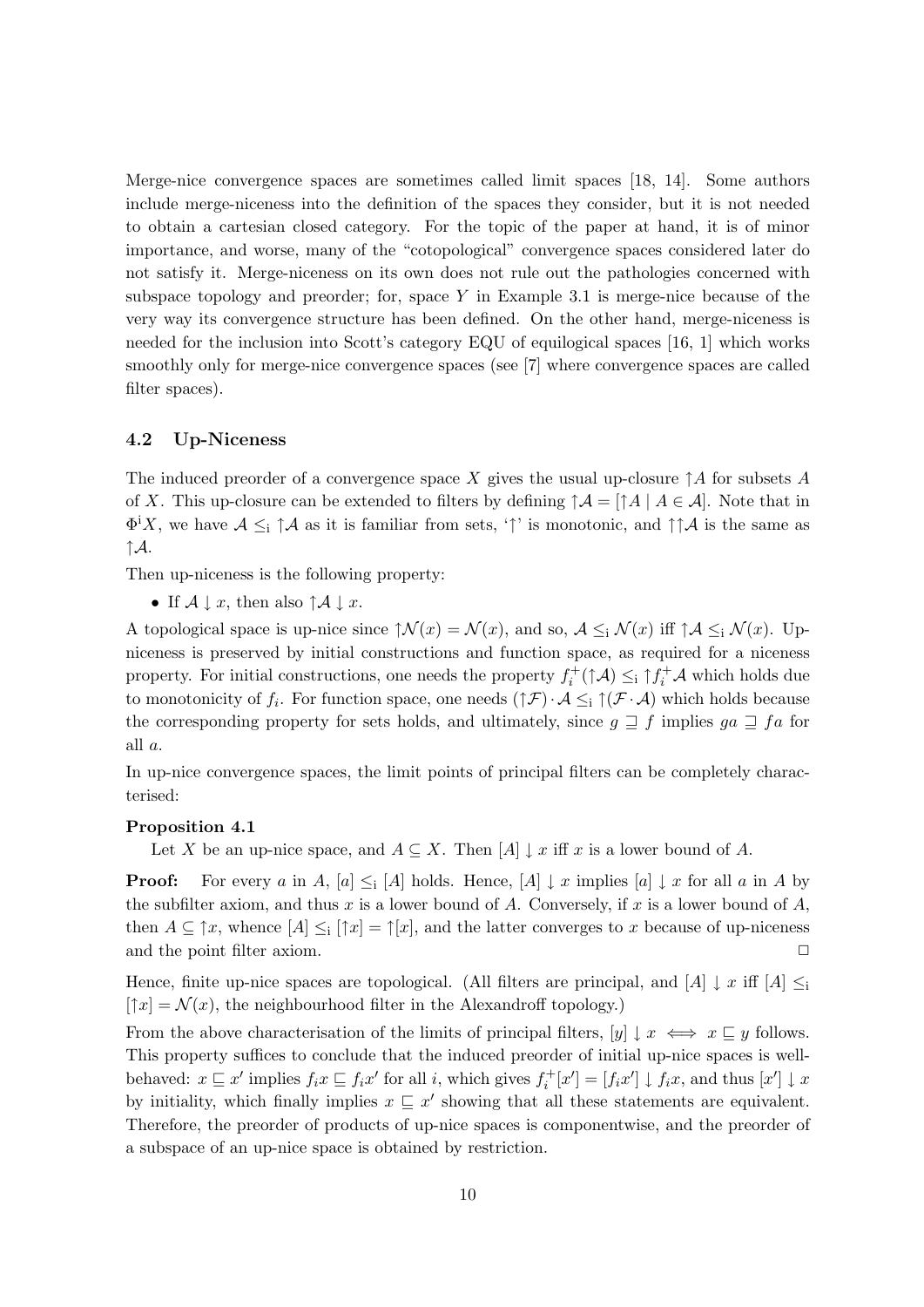Merge-nice convergence spaces are sometimes called limit spaces [18, 14]. Some authors include merge-niceness into the definition of the spaces they consider, but it is not needed to obtain a cartesian closed category. For the topic of the paper at hand, it is of minor importance, and worse, many of the "cotopological" convergence spaces considered later do not satisfy it. Merge-niceness on its own does not rule out the pathologies concerned with subspace topology and preorder; for, space $Y$ in Example 3.1 is merge-nice because of the very way its convergence structure has been defined. On the other hand, merge-niceness is needed for the inclusion into Scott's category EQU of equilogical spaces [16, 1] which works smoothly only for merge-nice convergence spaces (see [7] where convergence spaces are called filter spaces).

### 4.2 Up-Niceness

The induced preorder of a convergence space $X$ gives the usual up-closure $\uparrow A$ for subsets $A$ of $X$. This up-closure can be extended to filters by defining $\uparrow\mathcal{A} = [\uparrow A \mid A \in \mathcal{A}]$. Note that in $\Phi^{\mathrm{i}}X$, we have $\mathcal{A} \leq_{\mathrm{i}} \uparrow\mathcal{A}$ as it is familiar from sets, '$\uparrow$' is monotonic, and $\uparrow\uparrow\mathcal{A}$ is the same as $\uparrow\mathcal{A}$.

Then up-niceness is the following property:

- If $\mathcal{A} \downarrow x$, then also $\uparrow\mathcal{A} \downarrow x$.

A topological space is up-nice since $\uparrow\mathcal{N}(x) = \mathcal{N}(x)$, and so, $\mathcal{A} \leq_{\mathrm{i}} \mathcal{N}(x)$ iff $\uparrow\mathcal{A} \leq_{\mathrm{i}} \mathcal{N}(x)$. Up-niceness is preserved by initial constructions and function space, as required for a niceness property. For initial constructions, one needs the property $f_i^+(\uparrow\mathcal{A}) \leq_{\mathrm{i}} \uparrow f_i^+\mathcal{A}$ which holds due to monotonicity of $f_i$. For function space, one needs $(\uparrow\mathcal{F}) \cdot \mathcal{A} \leq_{\mathrm{i}} \uparrow(\mathcal{F} \cdot \mathcal{A})$ which holds because the corresponding property for sets holds, and ultimately, since $g \sqsupseteq f$ implies $ga \sqsupseteq fa$ for all $a$.

In up-nice convergence spaces, the limit points of principal filters can be completely characterised:

**Proposition 4.1**

Let $X$ be an up-nice space, and $A \subseteq X$. Then $[A] \downarrow x$ iff $x$ is a lower bound of $A$.

**Proof:** For every $a$ in $A$, $[a] \leq_{\mathrm{i}} [A]$ holds. Hence, $[A] \downarrow x$ implies $[a] \downarrow x$ for all $a$ in $A$ by the subfilter axiom, and thus $x$ is a lower bound of $A$. Conversely, if $x$ is a lower bound of $A$, then $A \subseteq \uparrow x$, whence $[A] \leq_{\mathrm{i}} [\uparrow x] = \uparrow[x]$, and the latter converges to $x$ because of up-niceness and the point filter axiom. $\square$

Hence, finite up-nice spaces are topological. (All filters are principal, and $[A] \downarrow x$ iff $[A] \leq_{\mathrm{i}} [\uparrow x] = \mathcal{N}(x)$, the neighbourhood filter in the Alexandroff topology.)

From the above characterisation of the limits of principal filters, $[y] \downarrow x \iff x \sqsubseteq y$ follows. This property suffices to conclude that the induced preorder of initial up-nice spaces is well-behaved: $x \sqsubseteq x'$ implies $f_i x \sqsubseteq f_i x'$ for all $i$, which gives $f_i^+[x'] = [f_i x'] \downarrow f_i x$, and thus $[x'] \downarrow x$ by initiality, which finally implies $x \sqsubseteq x'$ showing that all these statements are equivalent. Therefore, the preorder of products of up-nice spaces is componentwise, and the preorder of a subspace of an up-nice space is obtained by restriction.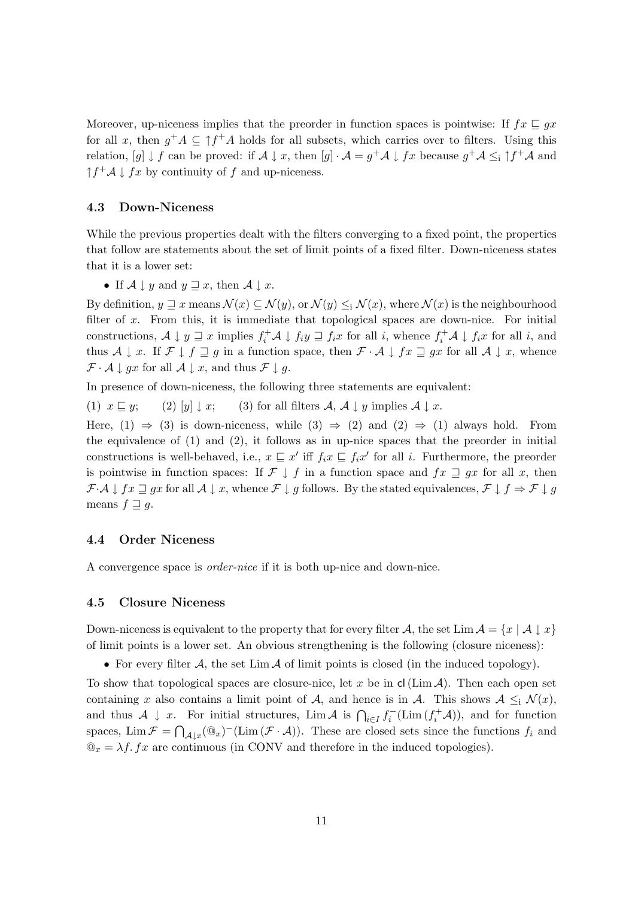Moreover, up-niceness implies that the preorder in function spaces is pointwise: If $fx \sqsubseteq gx$ for all $x$, then $g^+A \subseteq \uparrow f^+A$ holds for all subsets, which carries over to filters. Using this relation, $[g] \downarrow f$ can be proved: if $\mathcal{A} \downarrow x$, then $[g] \cdot \mathcal{A} = g^+\mathcal{A} \downarrow fx$ because $g^+\mathcal{A} \leq_{\mathrm{i}} \uparrow f^+\mathcal{A}$ and $\uparrow f^+\mathcal{A} \downarrow fx$ by continuity of $f$ and up-niceness.

### 4.3 Down-Niceness

While the previous properties dealt with the filters converging to a fixed point, the properties that follow are statements about the set of limit points of a fixed filter. Down-niceness states that it is a lower set:

- If $\mathcal{A} \downarrow y$ and $y \sqsupseteq x$, then $\mathcal{A} \downarrow x$.

By definition, $y \sqsupseteq x$ means $\mathcal{N}(x) \subseteq \mathcal{N}(y)$, or $\mathcal{N}(y) \leq_{\mathrm{i}} \mathcal{N}(x)$, where $\mathcal{N}(x)$ is the neighbourhood filter of $x$. From this, it is immediate that topological spaces are down-nice. For initial constructions, $\mathcal{A} \downarrow y \sqsupseteq x$ implies $f_i^+\mathcal{A} \downarrow f_i y \sqsupseteq f_i x$ for all $i$, whence $f_i^+\mathcal{A} \downarrow f_i x$ for all $i$, and thus $\mathcal{A} \downarrow x$. If $\mathcal{F} \downarrow f \sqsupseteq g$ in a function space, then $\mathcal{F} \cdot \mathcal{A} \downarrow fx \sqsupseteq gx$ for all $\mathcal{A} \downarrow x$, whence $\mathcal{F} \cdot \mathcal{A} \downarrow gx$ for all $\mathcal{A} \downarrow x$, and thus $\mathcal{F} \downarrow g$.

In presence of down-niceness, the following three statements are equivalent:

(1) $x \sqsubseteq y$;  (2) $[y] \downarrow x$;  (3) for all filters $\mathcal{A}$, $\mathcal{A} \downarrow y$ implies $\mathcal{A} \downarrow x$.

Here, (1) $\Rightarrow$ (3) is down-niceness, while (3) $\Rightarrow$ (2) and (2) $\Rightarrow$ (1) always hold. From the equivalence of (1) and (2), it follows as in up-nice spaces that the preorder in initial constructions is well-behaved, i.e., $x \sqsubseteq x'$ iff $f_i x \sqsubseteq f_i x'$ for all $i$. Furthermore, the preorder is pointwise in function spaces: If $\mathcal{F} \downarrow f$ in a function space and $fx \sqsupseteq gx$ for all $x$, then $\mathcal{F} \cdot \mathcal{A} \downarrow fx \sqsupseteq gx$ for all $\mathcal{A} \downarrow x$, whence $\mathcal{F} \downarrow g$ follows. By the stated equivalences, $\mathcal{F} \downarrow f \Rightarrow \mathcal{F} \downarrow g$ means $f \sqsupseteq g$.

### 4.4 Order Niceness

A convergence space is *order-nice* if it is both up-nice and down-nice.

### 4.5 Closure Niceness

Down-niceness is equivalent to the property that for every filter $\mathcal{A}$, the set $\operatorname{Lim} \mathcal{A} = \{x \mid \mathcal{A} \downarrow x\}$ of limit points is a lower set. An obvious strengthening is the following (closure niceness):

- For every filter $\mathcal{A}$, the set $\operatorname{Lim} \mathcal{A}$ of limit points is closed (in the induced topology).

To show that topological spaces are closure-nice, let $x$ be in $\mathsf{cl}(\operatorname{Lim} \mathcal{A})$. Then each open set containing $x$ also contains a limit point of $\mathcal{A}$, and hence is in $\mathcal{A}$. This shows $\mathcal{A} \leq_{\mathrm{i}} \mathcal{N}(x)$, and thus $\mathcal{A} \downarrow x$. For initial structures, $\operatorname{Lim} \mathcal{A}$ is $\bigcap_{i \in I} f_i^-(\operatorname{Lim}(f_i^+\mathcal{A}))$, and for function spaces, $\operatorname{Lim} \mathcal{F} = \bigcap_{\mathcal{A} \downarrow x} (@_x)^-(\operatorname{Lim}(\mathcal{F} \cdot \mathcal{A}))$. These are closed sets since the functions $f_i$ and $@_x = \lambda f.\, fx$ are continuous (in CONV and therefore in the induced topologies).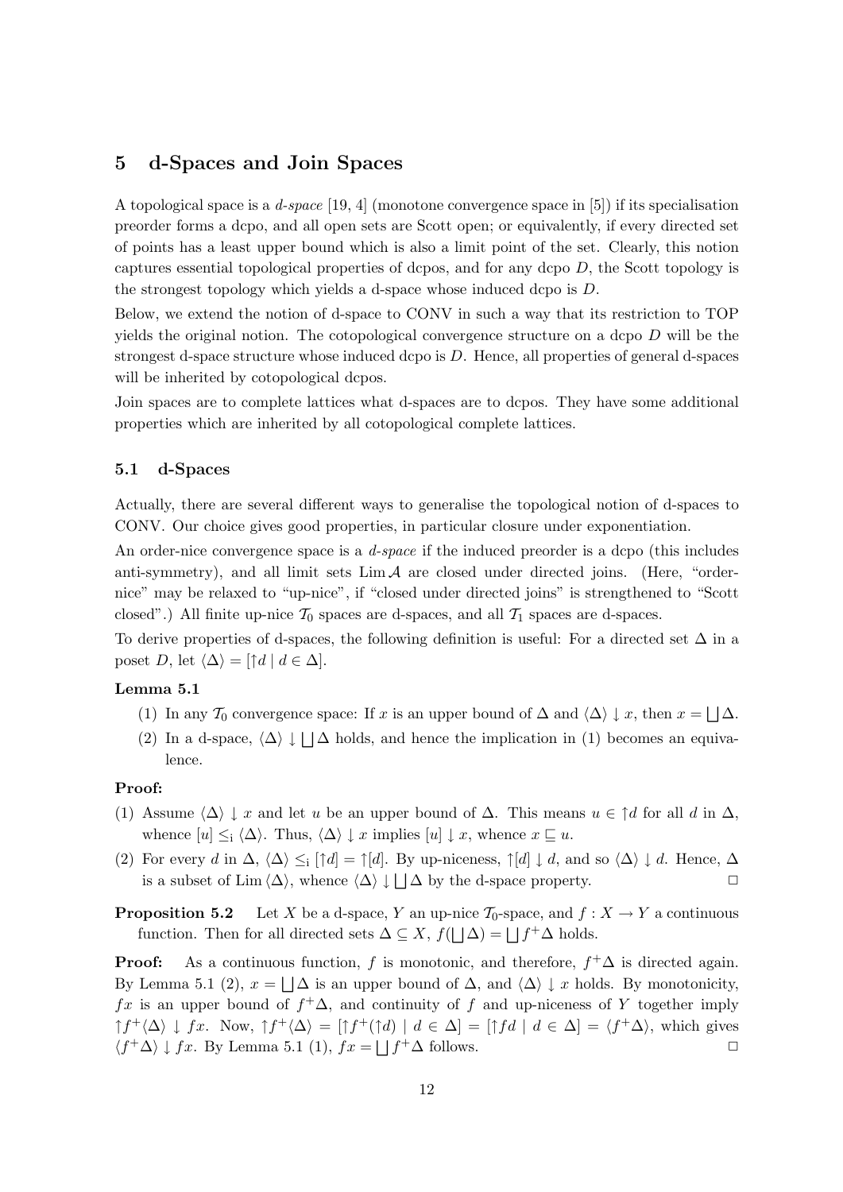# 5 d-Spaces and Join Spaces

A topological space is a *d-space* [19, 4] (monotone convergence space in [5]) if its specialisation preorder forms a dcpo, and all open sets are Scott open; or equivalently, if every directed set of points has a least upper bound which is also a limit point of the set. Clearly, this notion captures essential topological properties of dcpos, and for any dcpo $D$, the Scott topology is the strongest topology which yields a d-space whose induced dcpo is $D$.

Below, we extend the notion of d-space to CONV in such a way that its restriction to TOP yields the original notion. The cotopological convergence structure on a dcpo $D$ will be the strongest d-space structure whose induced dcpo is $D$. Hence, all properties of general d-spaces will be inherited by cotopological dcpos.

Join spaces are to complete lattices what d-spaces are to dcpos. They have some additional properties which are inherited by all cotopological complete lattices.

## 5.1 d-Spaces

Actually, there are several different ways to generalise the topological notion of d-spaces to CONV. Our choice gives good properties, in particular closure under exponentiation.

An order-nice convergence space is a *d-space* if the induced preorder is a dcpo (this includes anti-symmetry), and all limit sets $\operatorname{Lim} \mathcal{A}$ are closed under directed joins. (Here, "order-nice" may be relaxed to "up-nice", if "closed under directed joins" is strengthened to "Scott closed".) All finite up-nice $\mathcal{T}_0$ spaces are d-spaces, and all $\mathcal{T}_1$ spaces are d-spaces.

To derive properties of d-spaces, the following definition is useful: For a directed set $\Delta$ in a poset $D$, let $\langle\Delta\rangle = [\uparrow d \mid d \in \Delta]$.

**Lemma 5.1**

1. In any $\mathcal{T}_0$ convergence space: If $x$ is an upper bound of $\Delta$ and $\langle\Delta\rangle \downarrow x$, then $x = \bigsqcup \Delta$.
2. In a d-space, $\langle\Delta\rangle \downarrow \bigsqcup \Delta$ holds, and hence the implication in (1) becomes an equivalence.

**Proof:**

1. Assume $\langle\Delta\rangle \downarrow x$ and let $u$ be an upper bound of $\Delta$. This means $u \in \uparrow d$ for all $d$ in $\Delta$, whence $[u] \leq_{\mathrm{i}} \langle\Delta\rangle$. Thus, $\langle\Delta\rangle \downarrow x$ implies $[u] \downarrow x$, whence $x \sqsubseteq u$.
2. For every $d$ in $\Delta$, $\langle\Delta\rangle \leq_{\mathrm{i}} [\uparrow d] = \uparrow[d]$. By up-niceness, $\uparrow[d] \downarrow d$, and so $\langle\Delta\rangle \downarrow d$. Hence, $\Delta$ is a subset of $\operatorname{Lim}\langle\Delta\rangle$, whence $\langle\Delta\rangle \downarrow \bigsqcup \Delta$ by the d-space property. $\square$

**Proposition 5.2** Let $X$ be a d-space, $Y$ an up-nice $\mathcal{T}_0$-space, and $f : X \to Y$ a continuous function. Then for all directed sets $\Delta \subseteq X$, $f(\bigsqcup \Delta) = \bigsqcup f^+\Delta$ holds.

**Proof:** As a continuous function, $f$ is monotonic, and therefore, $f^+\Delta$ is directed again. By Lemma 5.1 (2), $x = \bigsqcup \Delta$ is an upper bound of $\Delta$, and $\langle\Delta\rangle \downarrow x$ holds. By monotonicity, $fx$ is an upper bound of $f^+\Delta$, and continuity of $f$ and up-niceness of $Y$ together imply $\uparrow f^+\langle\Delta\rangle \downarrow fx$. Now, $\uparrow f^+\langle\Delta\rangle = [\uparrow f^+(\uparrow d) \mid d \in \Delta] = [\uparrow fd \mid d \in \Delta] = \langle f^+\Delta\rangle$, which gives $\langle f^+\Delta\rangle \downarrow fx$. By Lemma 5.1 (1), $fx = \bigsqcup f^+\Delta$ follows. $\square$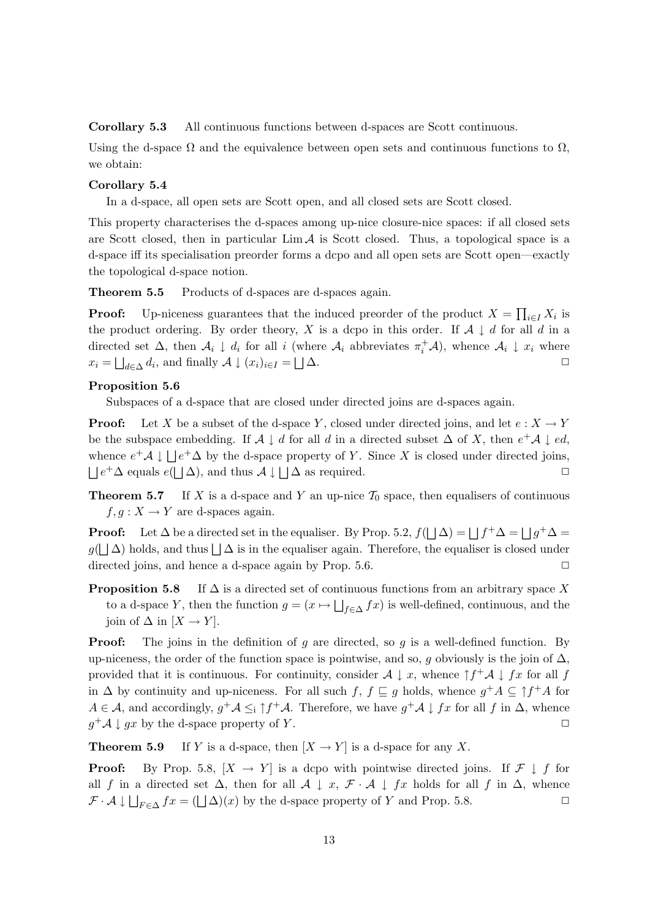**Corollary 5.3** All continuous functions between d-spaces are Scott continuous.

Using the d-space $\Omega$ and the equivalence between open sets and continuous functions to $\Omega$, we obtain:

**Corollary 5.4**

In a d-space, all open sets are Scott open, and all closed sets are Scott closed.

This property characterises the d-spaces among up-nice closure-nice spaces: if all closed sets are Scott closed, then in particular $\operatorname{Lim} \mathcal{A}$ is Scott closed. Thus, a topological space is a d-space iff its specialisation preorder forms a dcpo and all open sets are Scott open—exactly the topological d-space notion.

**Theorem 5.5** Products of d-spaces are d-spaces again.

**Proof:** Up-niceness guarantees that the induced preorder of the product $X = \prod_{i \in I} X_i$ is the product ordering. By order theory, $X$ is a dcpo in this order. If $\mathcal{A} \downarrow d$ for all $d$ in a directed set $\Delta$, then $\mathcal{A}_i \downarrow d_i$ for all $i$ (where $\mathcal{A}_i$ abbreviates $\pi_i^+ \mathcal{A}$), whence $\mathcal{A}_i \downarrow x_i$ where $x_i = \bigsqcup_{d \in \Delta} d_i$, and finally $\mathcal{A} \downarrow (x_i)_{i \in I} = \bigsqcup \Delta$. $\Box$

**Proposition 5.6**

Subspaces of a d-space that are closed under directed joins are d-spaces again.

**Proof:** Let $X$ be a subset of the d-space $Y$, closed under directed joins, and let $e : X \to Y$ be the subspace embedding. If $\mathcal{A} \downarrow d$ for all $d$ in a directed subset $\Delta$ of $X$, then $e^+ \mathcal{A} \downarrow ed$, whence $e^+ \mathcal{A} \downarrow \bigsqcup e^+ \Delta$ by the d-space property of $Y$. Since $X$ is closed under directed joins, $\bigsqcup e^+ \Delta$ equals $e(\bigsqcup \Delta)$, and thus $\mathcal{A} \downarrow \bigsqcup \Delta$ as required. $\Box$

**Theorem 5.7** If $X$ is a d-space and $Y$ an up-nice $\mathcal{T}_0$ space, then equalisers of continuous $f, g : X \to Y$ are d-spaces again.

**Proof:** Let $\Delta$ be a directed set in the equaliser. By Prop. 5.2, $f(\bigsqcup \Delta) = \bigsqcup f^+ \Delta = \bigsqcup g^+ \Delta = g(\bigsqcup \Delta)$ holds, and thus $\bigsqcup \Delta$ is in the equaliser again. Therefore, the equaliser is closed under directed joins, and hence a d-space again by Prop. 5.6. $\Box$

**Proposition 5.8** If $\Delta$ is a directed set of continuous functions from an arbitrary space $X$ to a d-space $Y$, then the function $g = (x \mapsto \bigsqcup_{f \in \Delta} fx)$ is well-defined, continuous, and the join of $\Delta$ in $[X \to Y]$.

**Proof:** The joins in the definition of $g$ are directed, so $g$ is a well-defined function. By up-niceness, the order of the function space is pointwise, and so, $g$ obviously is the join of $\Delta$, provided that it is continuous. For continuity, consider $\mathcal{A} \downarrow x$, whence $\uparrow f^+ \mathcal{A} \downarrow fx$ for all $f$ in $\Delta$ by continuity and up-niceness. For all such $f$, $f \sqsubseteq g$ holds, whence $g^+ A \subseteq \uparrow f^+ A$ for $A \in \mathcal{A}$, and accordingly, $g^+ \mathcal{A} \leq_{\mathrm{i}} \uparrow f^+ \mathcal{A}$. Therefore, we have $g^+ \mathcal{A} \downarrow fx$ for all $f$ in $\Delta$, whence $g^+ \mathcal{A} \downarrow gx$ by the d-space property of $Y$. $\Box$

**Theorem 5.9** If $Y$ is a d-space, then $[X \to Y]$ is a d-space for any $X$.

**Proof:** By Prop. 5.8, $[X \to Y]$ is a dcpo with pointwise directed joins. If $\mathcal{F} \downarrow f$ for all $f$ in a directed set $\Delta$, then for all $\mathcal{A} \downarrow x$, $\mathcal{F} \cdot \mathcal{A} \downarrow fx$ holds for all $f$ in $\Delta$, whence $\mathcal{F} \cdot \mathcal{A} \downarrow \bigsqcup_{F \in \Delta} fx = (\bigsqcup \Delta)(x)$ by the d-space property of $Y$ and Prop. 5.8. $\Box$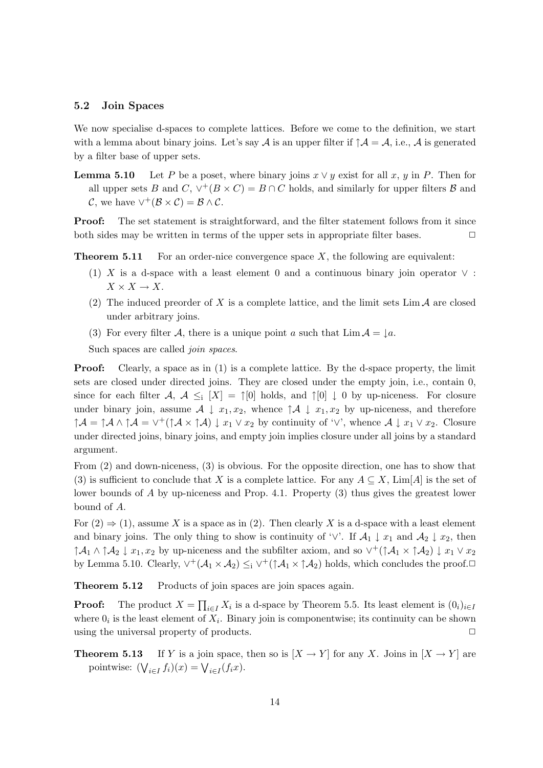### 5.2 Join Spaces

We now specialise d-spaces to complete lattices. Before we come to the definition, we start with a lemma about binary joins. Let's say $\mathcal{A}$ is an upper filter if $\uparrow\mathcal{A} = \mathcal{A}$, i.e., $\mathcal{A}$ is generated by a filter base of upper sets.

**Lemma 5.10** Let $P$ be a poset, where binary joins $x \vee y$ exist for all $x$, $y$ in $P$. Then for all upper sets $B$ and $C$, $\vee^+(B \times C) = B \cap C$ holds, and similarly for upper filters $\mathcal{B}$ and $\mathcal{C}$, we have $\vee^+(\mathcal{B} \times \mathcal{C}) = \mathcal{B} \wedge \mathcal{C}$.

**Proof:** The set statement is straightforward, and the filter statement follows from it since both sides may be written in terms of the upper sets in appropriate filter bases. □

**Theorem 5.11** For an order-nice convergence space $X$, the following are equivalent:

(1) $X$ is a d-space with a least element 0 and a continuous binary join operator $\vee : X \times X \to X$.

(2) The induced preorder of $X$ is a complete lattice, and the limit sets $\mathrm{Lim}\,\mathcal{A}$ are closed under arbitrary joins.

(3) For every filter $\mathcal{A}$, there is a unique point $a$ such that $\mathrm{Lim}\,\mathcal{A} = \downarrow a$.

Such spaces are called *join spaces*.

**Proof:** Clearly, a space as in (1) is a complete lattice. By the d-space property, the limit sets are closed under directed joins. They are closed under the empty join, i.e., contain 0, since for each filter $\mathcal{A}$, $\mathcal{A} \leq_{\mathrm{i}} [X] = \uparrow[0]$ holds, and $\uparrow[0] \downarrow 0$ by up-niceness. For closure under binary join, assume $\mathcal{A} \downarrow x_1, x_2$, whence $\uparrow\mathcal{A} \downarrow x_1, x_2$ by up-niceness, and therefore $\uparrow\mathcal{A} = \uparrow\mathcal{A} \wedge \uparrow\mathcal{A} = \vee^+(\uparrow\mathcal{A} \times \uparrow\mathcal{A}) \downarrow x_1 \vee x_2$ by continuity of '$\vee$', whence $\mathcal{A} \downarrow x_1 \vee x_2$. Closure under directed joins, binary joins, and empty join implies closure under all joins by a standard argument.

From (2) and down-niceness, (3) is obvious. For the opposite direction, one has to show that (3) is sufficient to conclude that $X$ is a complete lattice. For any $A \subseteq X$, $\mathrm{Lim}[A]$ is the set of lower bounds of $A$ by up-niceness and Prop. 4.1. Property (3) thus gives the greatest lower bound of $A$.

For (2) $\Rightarrow$ (1), assume $X$ is a space as in (2). Then clearly $X$ is a d-space with a least element and binary joins. The only thing to show is continuity of '$\vee$'. If $\mathcal{A}_1 \downarrow x_1$ and $\mathcal{A}_2 \downarrow x_2$, then $\uparrow\mathcal{A}_1 \wedge \uparrow\mathcal{A}_2 \downarrow x_1, x_2$ by up-niceness and the subfilter axiom, and so $\vee^+(\uparrow\mathcal{A}_1 \times \uparrow\mathcal{A}_2) \downarrow x_1 \vee x_2$ by Lemma 5.10. Clearly, $\vee^+(\mathcal{A}_1 \times \mathcal{A}_2) \leq_{\mathrm{i}} \vee^+(\uparrow\mathcal{A}_1 \times \uparrow\mathcal{A}_2)$ holds, which concludes the proof. □

**Theorem 5.12** Products of join spaces are join spaces again.

**Proof:** The product $X = \prod_{i \in I} X_i$ is a d-space by Theorem 5.5. Its least element is $(0_i)_{i \in I}$ where $0_i$ is the least element of $X_i$. Binary join is componentwise; its continuity can be shown using the universal property of products. □

**Theorem 5.13** If $Y$ is a join space, then so is $[X \to Y]$ for any $X$. Joins in $[X \to Y]$ are pointwise: $(\bigvee_{i \in I} f_i)(x) = \bigvee_{i \in I}(f_i x)$.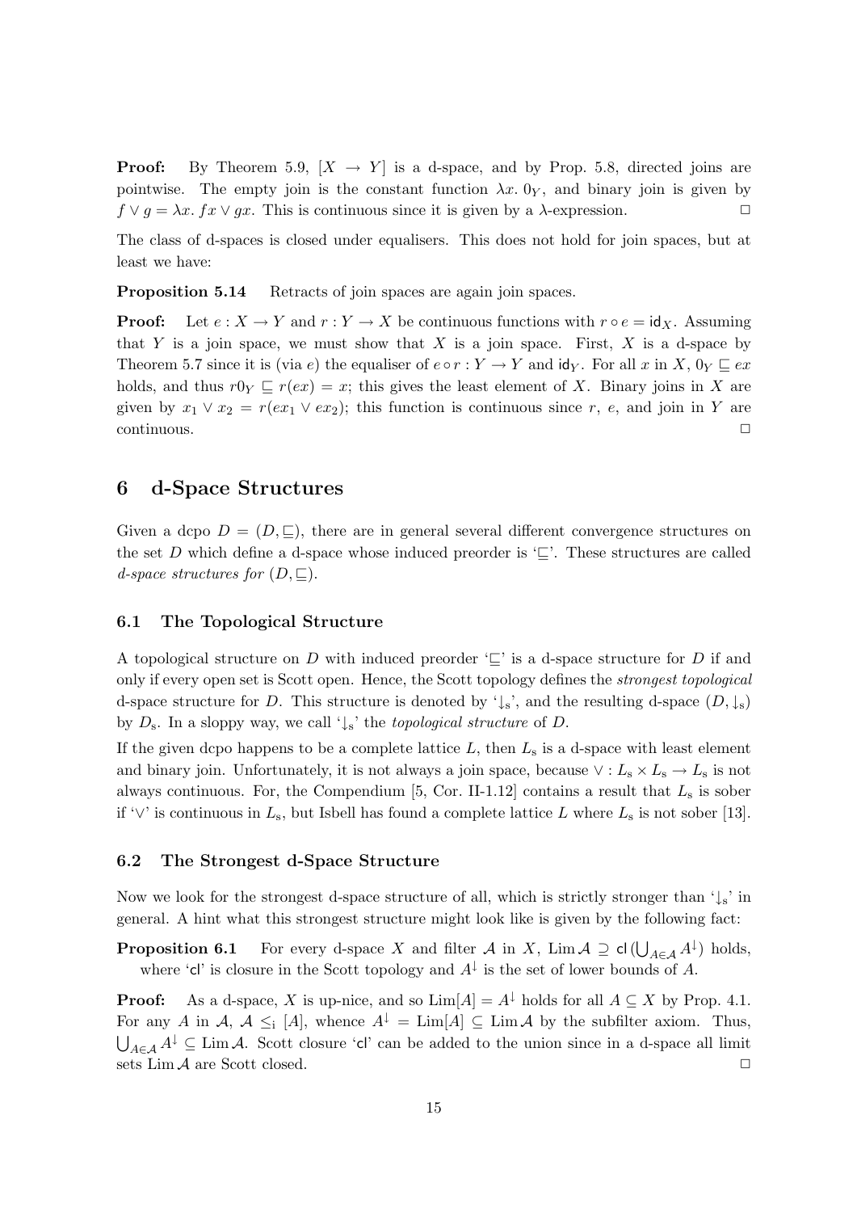**Proof:** By Theorem 5.9, $[X \to Y]$ is a d-space, and by Prop. 5.8, directed joins are pointwise. The empty join is the constant function $\lambda x.\, 0_Y$, and binary join is given by $f \vee g = \lambda x.\, fx \vee gx$. This is continuous since it is given by a $\lambda$-expression. □

The class of d-spaces is closed under equalisers. This does not hold for join spaces, but at least we have:

**Proposition 5.14** Retracts of join spaces are again join spaces.

**Proof:** Let $e : X \to Y$ and $r : Y \to X$ be continuous functions with $r \circ e = \mathsf{id}_X$. Assuming that $Y$ is a join space, we must show that $X$ is a join space. First, $X$ is a d-space by Theorem 5.7 since it is (via $e$) the equaliser of $e \circ r : Y \to Y$ and $\mathsf{id}_Y$. For all $x$ in $X$, $0_Y \sqsubseteq ex$ holds, and thus $r0_Y \sqsubseteq r(ex) = x$; this gives the least element of $X$. Binary joins in $X$ are given by $x_1 \vee x_2 = r(ex_1 \vee ex_2)$; this function is continuous since $r$, $e$, and join in $Y$ are continuous. □

## 6 d-Space Structures

Given a dcpo $D = (D, \sqsubseteq)$, there are in general several different convergence structures on the set $D$ which define a d-space whose induced preorder is '$\sqsubseteq$'. These structures are called *d-space structures for* $(D, \sqsubseteq)$.

### 6.1 The Topological Structure

A topological structure on $D$ with induced preorder '$\sqsubseteq$' is a d-space structure for $D$ if and only if every open set is Scott open. Hence, the Scott topology defines the *strongest topological* d-space structure for $D$. This structure is denoted by '$\downarrow_{\mathrm{s}}$', and the resulting d-space $(D, \downarrow_{\mathrm{s}})$ by $D_{\mathrm{s}}$. In a sloppy way, we call '$\downarrow_{\mathrm{s}}$' the *topological structure* of $D$.

If the given dcpo happens to be a complete lattice $L$, then $L_{\mathrm{s}}$ is a d-space with least element and binary join. Unfortunately, it is not always a join space, because $\vee : L_{\mathrm{s}} \times L_{\mathrm{s}} \to L_{\mathrm{s}}$ is not always continuous. For, the Compendium [5, Cor. II-1.12] contains a result that $L_{\mathrm{s}}$ is sober if '$\vee$' is continuous in $L_{\mathrm{s}}$, but Isbell has found a complete lattice $L$ where $L_{\mathrm{s}}$ is not sober [13].

### 6.2 The Strongest d-Space Structure

Now we look for the strongest d-space structure of all, which is strictly stronger than '$\downarrow_{\mathrm{s}}$' in general. A hint what this strongest structure might look like is given by the following fact:

**Proposition 6.1** For every d-space $X$ and filter $\mathcal{A}$ in $X$, $\operatorname{Lim} \mathcal{A} \supseteq \mathsf{cl}\,(\bigcup_{A \in \mathcal{A}} A^{\downarrow})$ holds, where '$\mathsf{cl}$' is closure in the Scott topology and $A^{\downarrow}$ is the set of lower bounds of $A$.

**Proof:** As a d-space, $X$ is up-nice, and so $\operatorname{Lim}[A] = A^{\downarrow}$ holds for all $A \subseteq X$ by Prop. 4.1. For any $A$ in $\mathcal{A}$, $\mathcal{A} \leq_{\mathrm{i}} [A]$, whence $A^{\downarrow} = \operatorname{Lim}[A] \subseteq \operatorname{Lim} \mathcal{A}$ by the subfilter axiom. Thus, $\bigcup_{A \in \mathcal{A}} A^{\downarrow} \subseteq \operatorname{Lim} \mathcal{A}$. Scott closure '$\mathsf{cl}$' can be added to the union since in a d-space all limit sets $\operatorname{Lim} \mathcal{A}$ are Scott closed. □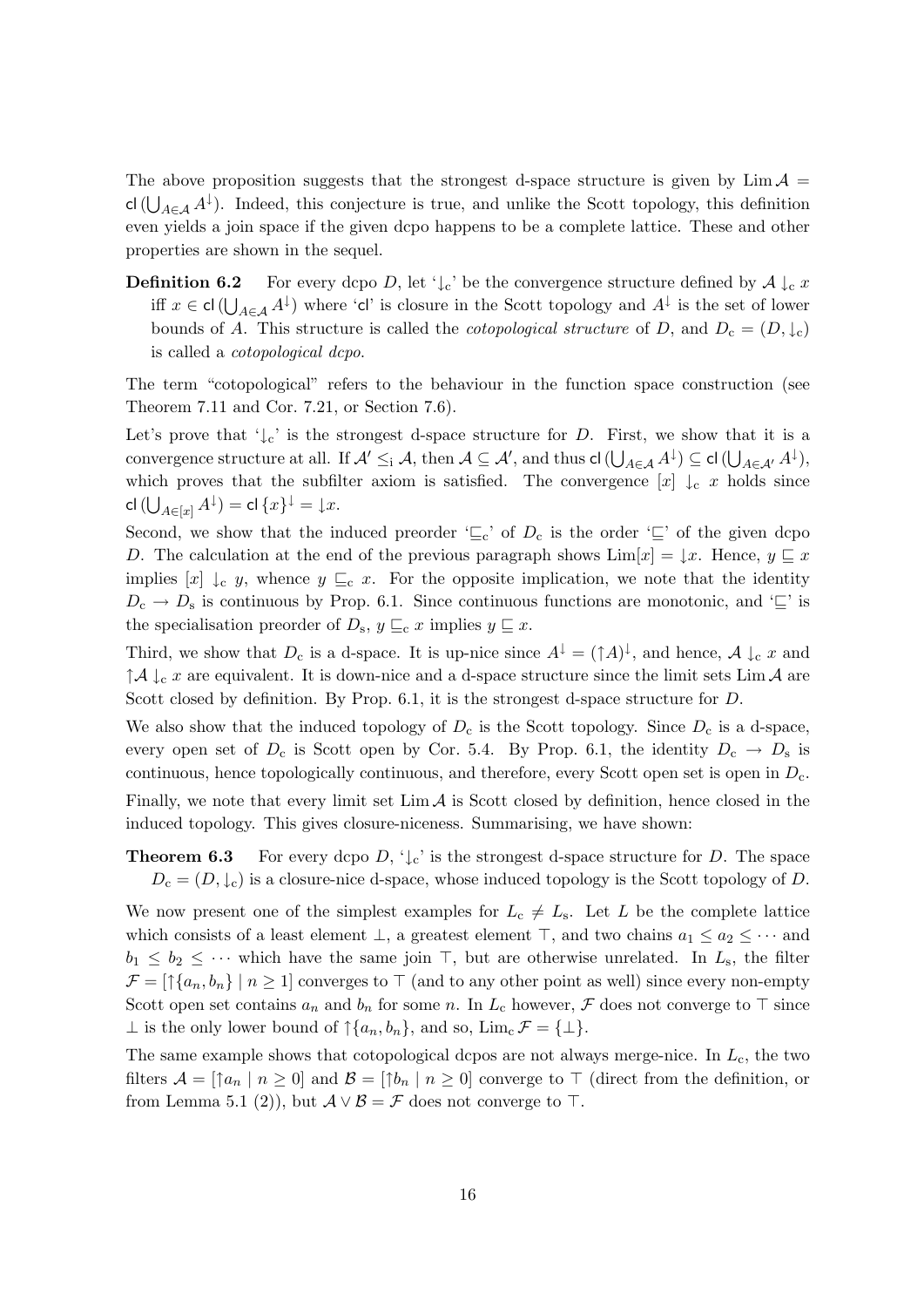The above proposition suggests that the strongest d-space structure is given by $\mathrm{Lim}\,\mathcal{A} = \mathsf{cl}\,(\bigcup_{A\in\mathcal{A}} A^{\downarrow})$. Indeed, this conjecture is true, and unlike the Scott topology, this definition even yields a join space if the given dcpo happens to be a complete lattice. These and other properties are shown in the sequel.

**Definition 6.2** For every dcpo $D$, let '$\downarrow_{\mathrm{c}}$' be the convergence structure defined by $\mathcal{A} \downarrow_{\mathrm{c}} x$ iff $x \in \mathsf{cl}\,(\bigcup_{A\in\mathcal{A}} A^{\downarrow})$ where '$\mathsf{cl}$' is closure in the Scott topology and $A^{\downarrow}$ is the set of lower bounds of $A$. This structure is called the *cotopological structure* of $D$, and $D_{\mathrm{c}} = (D, \downarrow_{\mathrm{c}})$ is called a *cotopological dcpo*.

The term "cotopological" refers to the behaviour in the function space construction (see Theorem 7.11 and Cor. 7.21, or Section 7.6).

Let's prove that '$\downarrow_{\mathrm{c}}$' is the strongest d-space structure for $D$. First, we show that it is a convergence structure at all. If $\mathcal{A}' \leq_{\mathrm{i}} \mathcal{A}$, then $\mathcal{A} \subseteq \mathcal{A}'$, and thus $\mathsf{cl}\,(\bigcup_{A\in\mathcal{A}} A^{\downarrow}) \subseteq \mathsf{cl}\,(\bigcup_{A\in\mathcal{A}'} A^{\downarrow})$, which proves that the subfilter axiom is satisfied. The convergence $[x] \downarrow_{\mathrm{c}} x$ holds since $\mathsf{cl}\,(\bigcup_{A\in[x]} A^{\downarrow}) = \mathsf{cl}\,\{x\}^{\downarrow} = {\downarrow}x$.

Second, we show that the induced preorder '$\sqsubseteq_{\mathrm{c}}$' of $D_{\mathrm{c}}$ is the order '$\sqsubseteq$' of the given dcpo $D$. The calculation at the end of the previous paragraph shows $\mathrm{Lim}[x] = {\downarrow}x$. Hence, $y \sqsubseteq x$ implies $[x] \downarrow_{\mathrm{c}} y$, whence $y \sqsubseteq_{\mathrm{c}} x$. For the opposite implication, we note that the identity $D_{\mathrm{c}} \to D_{\mathrm{s}}$ is continuous by Prop. 6.1. Since continuous functions are monotonic, and '$\sqsubseteq$' is the specialisation preorder of $D_{\mathrm{s}}$, $y \sqsubseteq_{\mathrm{c}} x$ implies $y \sqsubseteq x$.

Third, we show that $D_{\mathrm{c}}$ is a d-space. It is up-nice since $A^{\downarrow} = ({\uparrow}A)^{\downarrow}$, and hence, $\mathcal{A} \downarrow_{\mathrm{c}} x$ and ${\uparrow}\mathcal{A} \downarrow_{\mathrm{c}} x$ are equivalent. It is down-nice and a d-space structure since the limit sets $\mathrm{Lim}\,\mathcal{A}$ are Scott closed by definition. By Prop. 6.1, it is the strongest d-space structure for $D$.

We also show that the induced topology of $D_{\mathrm{c}}$ is the Scott topology. Since $D_{\mathrm{c}}$ is a d-space, every open set of $D_{\mathrm{c}}$ is Scott open by Cor. 5.4. By Prop. 6.1, the identity $D_{\mathrm{c}} \to D_{\mathrm{s}}$ is continuous, hence topologically continuous, and therefore, every Scott open set is open in $D_{\mathrm{c}}$.

Finally, we note that every limit set $\mathrm{Lim}\,\mathcal{A}$ is Scott closed by definition, hence closed in the induced topology. This gives closure-niceness. Summarising, we have shown:

**Theorem 6.3** For every dcpo $D$, '$\downarrow_{\mathrm{c}}$' is the strongest d-space structure for $D$. The space $D_{\mathrm{c}} = (D, \downarrow_{\mathrm{c}})$ is a closure-nice d-space, whose induced topology is the Scott topology of $D$.

We now present one of the simplest examples for $L_{\mathrm{c}} \neq L_{\mathrm{s}}$. Let $L$ be the complete lattice which consists of a least element $\bot$, a greatest element $\top$, and two chains $a_1 \leq a_2 \leq \cdots$ and $b_1 \leq b_2 \leq \cdots$ which have the same join $\top$, but are otherwise unrelated. In $L_{\mathrm{s}}$, the filter $\mathcal{F} = [{\uparrow}\{a_n, b_n\} \mid n \geq 1]$ converges to $\top$ (and to any other point as well) since every non-empty Scott open set contains $a_n$ and $b_n$ for some $n$. In $L_{\mathrm{c}}$ however, $\mathcal{F}$ does not converge to $\top$ since $\bot$ is the only lower bound of ${\uparrow}\{a_n, b_n\}$, and so, $\mathrm{Lim}_{\mathrm{c}}\,\mathcal{F} = \{\bot\}$.

The same example shows that cotopological dcpos are not always merge-nice. In $L_{\mathrm{c}}$, the two filters $\mathcal{A} = [{\uparrow}a_n \mid n \geq 0]$ and $\mathcal{B} = [{\uparrow}b_n \mid n \geq 0]$ converge to $\top$ (direct from the definition, or from Lemma 5.1 (2)), but $\mathcal{A} \vee \mathcal{B} = \mathcal{F}$ does not converge to $\top$.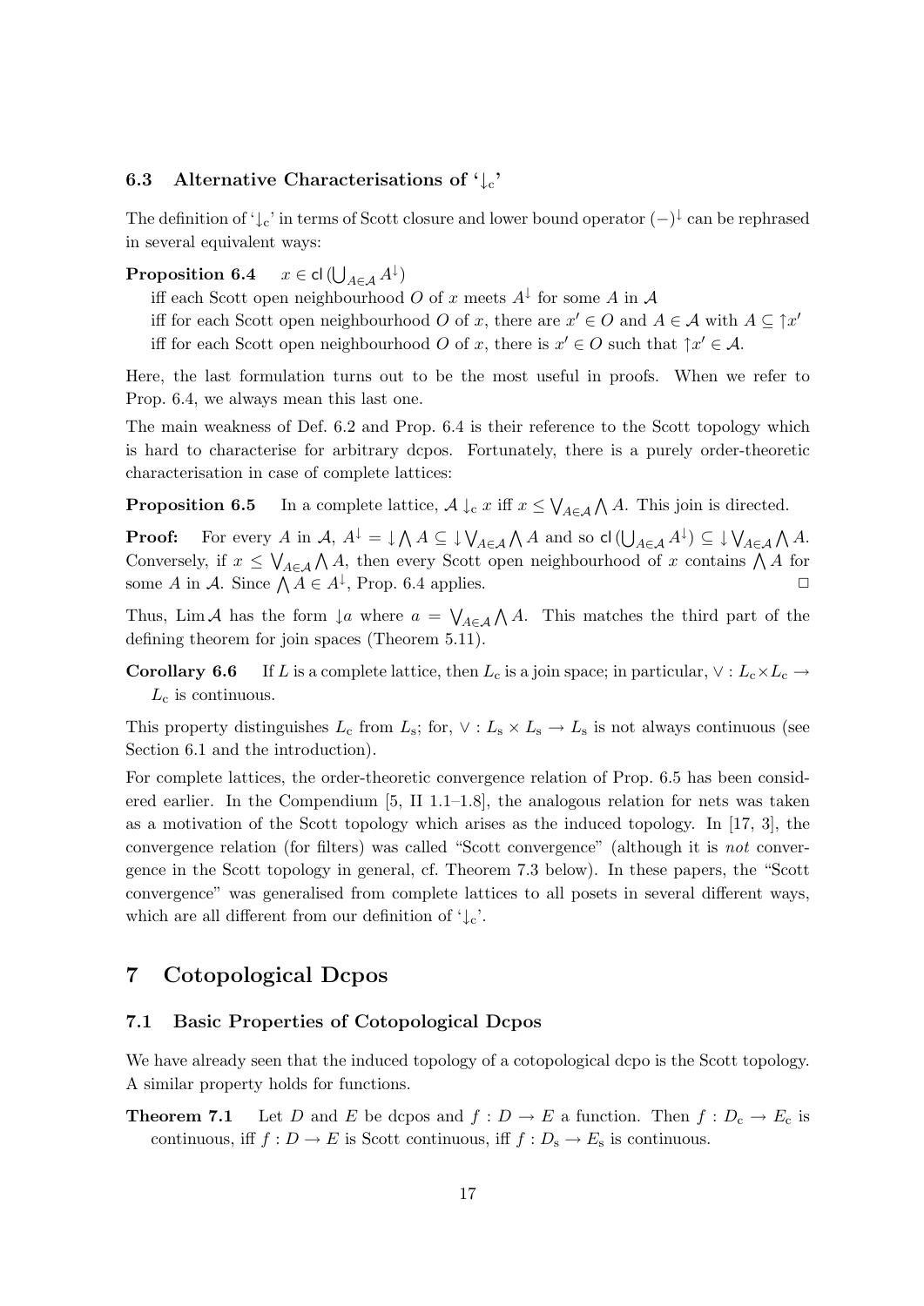### 6.3 Alternative Characterisations of '$\downarrow_c$'

The definition of '$\downarrow_c$' in terms of Scott closure and lower bound operator $(-)^{\downarrow}$ can be rephrased in several equivalent ways:

**Proposition 6.4** $\quad x \in \mathsf{cl}\,(\bigcup_{A \in \mathcal{A}} A^{\downarrow})$
iff each Scott open neighbourhood $O$ of $x$ meets $A^{\downarrow}$ for some $A$ in $\mathcal{A}$
iff for each Scott open neighbourhood $O$ of $x$, there are $x' \in O$ and $A \in \mathcal{A}$ with $A \subseteq \uparrow x'$
iff for each Scott open neighbourhood $O$ of $x$, there is $x' \in O$ such that $\uparrow x' \in \mathcal{A}$.

Here, the last formulation turns out to be the most useful in proofs. When we refer to Prop. 6.4, we always mean this last one.

The main weakness of Def. 6.2 and Prop. 6.4 is their reference to the Scott topology which is hard to characterise for arbitrary dcpos. Fortunately, there is a purely order-theoretic characterisation in case of complete lattices:

**Proposition 6.5** In a complete lattice, $\mathcal{A} \downarrow_c x$ iff $x \leq \bigvee_{A \in \mathcal{A}} \bigwedge A$. This join is directed.

**Proof:** For every $A$ in $\mathcal{A}$, $A^{\downarrow} = \downarrow \bigwedge A \subseteq \downarrow \bigvee_{A \in \mathcal{A}} \bigwedge A$ and so $\mathsf{cl}\,(\bigcup_{A \in \mathcal{A}} A^{\downarrow}) \subseteq \downarrow \bigvee_{A \in \mathcal{A}} \bigwedge A$. Conversely, if $x \leq \bigvee_{A \in \mathcal{A}} \bigwedge A$, then every Scott open neighbourhood of $x$ contains $\bigwedge A$ for some $A$ in $\mathcal{A}$. Since $\bigwedge A \in A^{\downarrow}$, Prop. 6.4 applies. $\square$

Thus, $\operatorname{Lim} \mathcal{A}$ has the form $\downarrow a$ where $a = \bigvee_{A \in \mathcal{A}} \bigwedge A$. This matches the third part of the defining theorem for join spaces (Theorem 5.11).

**Corollary 6.6** If $L$ is a complete lattice, then $L_c$ is a join space; in particular, $\vee : L_c \times L_c \to L_c$ is continuous.

This property distinguishes $L_c$ from $L_s$; for, $\vee : L_s \times L_s \to L_s$ is not always continuous (see Section 6.1 and the introduction).

For complete lattices, the order-theoretic convergence relation of Prop. 6.5 has been considered earlier. In the Compendium [5, II 1.1–1.8], the analogous relation for nets was taken as a motivation of the Scott topology which arises as the induced topology. In [17, 3], the convergence relation (for filters) was called "Scott convergence" (although it is *not* convergence in the Scott topology in general, cf. Theorem 7.3 below). In these papers, the "Scott convergence" was generalised from complete lattices to all posets in several different ways, which are all different from our definition of '$\downarrow_c$'.

## 7 Cotopological Dcpos

### 7.1 Basic Properties of Cotopological Dcpos

We have already seen that the induced topology of a cotopological dcpo is the Scott topology. A similar property holds for functions.

**Theorem 7.1** Let $D$ and $E$ be dcpos and $f : D \to E$ a function. Then $f : D_c \to E_c$ is continuous, iff $f : D \to E$ is Scott continuous, iff $f : D_s \to E_s$ is continuous.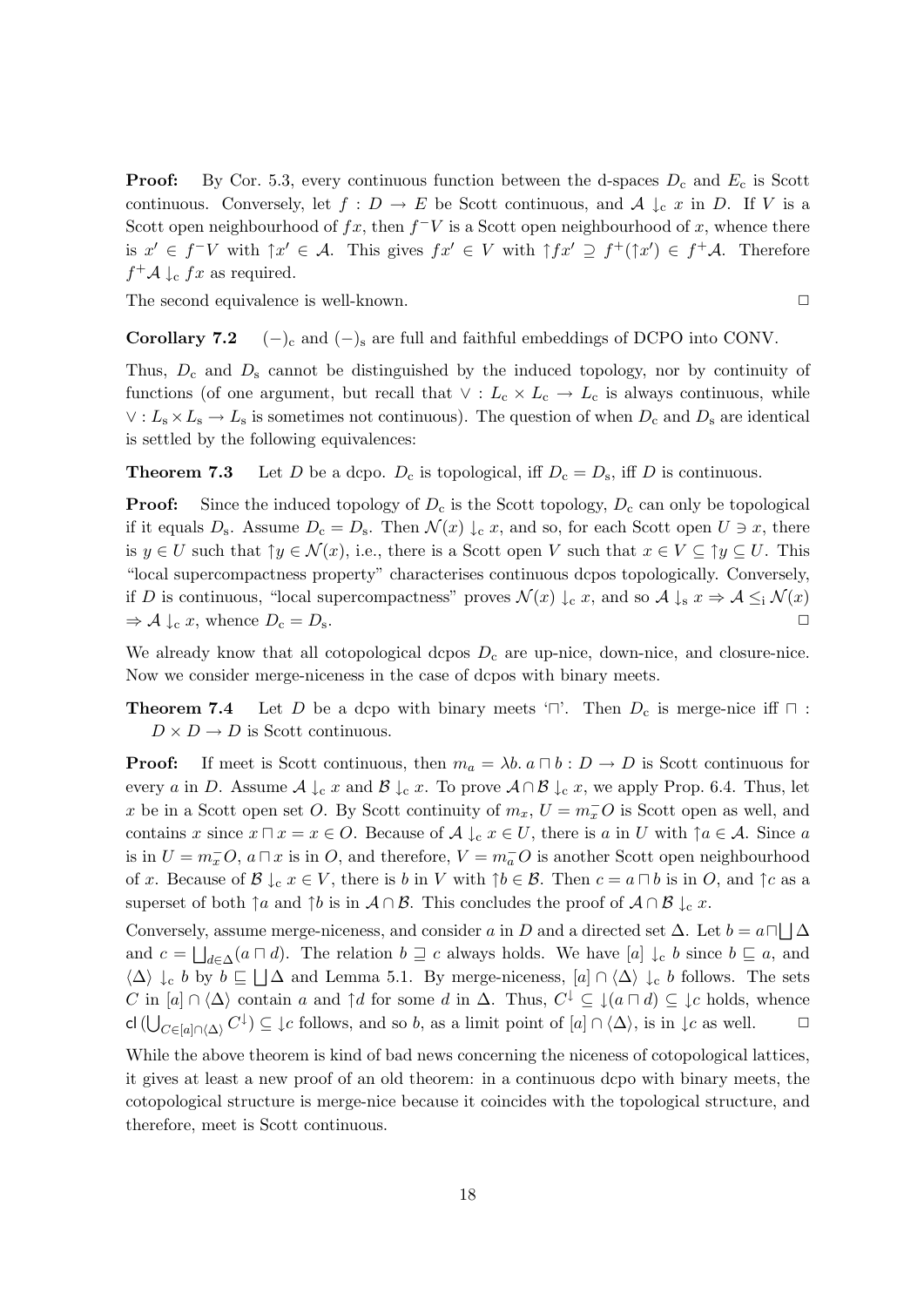**Proof:** By Cor. 5.3, every continuous function between the d-spaces $D_c$ and $E_c$ is Scott continuous. Conversely, let $f : D \to E$ be Scott continuous, and $\mathcal{A} \downarrow_c x$ in $D$. If $V$ is a Scott open neighbourhood of $fx$, then $f^- V$ is a Scott open neighbourhood of $x$, whence there is $x' \in f^- V$ with $\uparrow x' \in \mathcal{A}$. This gives $fx' \in V$ with $\uparrow fx' \supseteq f^+(\uparrow x') \in f^+\mathcal{A}$. Therefore $f^+\mathcal{A} \downarrow_c fx$ as required.

The second equivalence is well-known. $\square$

**Corollary 7.2** $(-)_c$ and $(-)_s$ are full and faithful embeddings of DCPO into CONV.

Thus, $D_c$ and $D_s$ cannot be distinguished by the induced topology, nor by continuity of functions (of one argument, but recall that $\vee : L_c \times L_c \to L_c$ is always continuous, while $\vee : L_s \times L_s \to L_s$ is sometimes not continuous). The question of when $D_c$ and $D_s$ are identical is settled by the following equivalences:

**Theorem 7.3** Let $D$ be a dcpo. $D_c$ is topological, iff $D_c = D_s$, iff $D$ is continuous.

**Proof:** Since the induced topology of $D_c$ is the Scott topology, $D_c$ can only be topological if it equals $D_s$. Assume $D_c = D_s$. Then $\mathcal{N}(x) \downarrow_c x$, and so, for each Scott open $U \ni x$, there is $y \in U$ such that $\uparrow y \in \mathcal{N}(x)$, i.e., there is a Scott open $V$ such that $x \in V \subseteq \uparrow y \subseteq U$. This "local supercompactness property" characterises continuous dcpos topologically. Conversely, if $D$ is continuous, "local supercompactness" proves $\mathcal{N}(x) \downarrow_c x$, and so $\mathcal{A} \downarrow_s x \Rightarrow \mathcal{A} \leq_i \mathcal{N}(x)$ $\Rightarrow \mathcal{A} \downarrow_c x$, whence $D_c = D_s$. $\square$

We already know that all cotopological dcpos $D_c$ are up-nice, down-nice, and closure-nice. Now we consider merge-niceness in the case of dcpos with binary meets.

**Theorem 7.4** Let $D$ be a dcpo with binary meets '$\sqcap$'. Then $D_c$ is merge-nice iff $\sqcap : D \times D \to D$ is Scott continuous.

**Proof:** If meet is Scott continuous, then $m_a = \lambda b.\, a \sqcap b : D \to D$ is Scott continuous for every $a$ in $D$. Assume $\mathcal{A} \downarrow_c x$ and $\mathcal{B} \downarrow_c x$. To prove $\mathcal{A} \cap \mathcal{B} \downarrow_c x$, we apply Prop. 6.4. Thus, let $x$ be in a Scott open set $O$. By Scott continuity of $m_x$, $U = m_x^- O$ is Scott open as well, and contains $x$ since $x \sqcap x = x \in O$. Because of $\mathcal{A} \downarrow_c x \in U$, there is $a$ in $U$ with $\uparrow a \in \mathcal{A}$. Since $a$ is in $U = m_x^- O$, $a \sqcap x$ is in $O$, and therefore, $V = m_a^- O$ is another Scott open neighbourhood of $x$. Because of $\mathcal{B} \downarrow_c x \in V$, there is $b$ in $V$ with $\uparrow b \in \mathcal{B}$. Then $c = a \sqcap b$ is in $O$, and $\uparrow c$ as a superset of both $\uparrow a$ and $\uparrow b$ is in $\mathcal{A} \cap \mathcal{B}$. This concludes the proof of $\mathcal{A} \cap \mathcal{B} \downarrow_c x$.

Conversely, assume merge-niceness, and consider $a$ in $D$ and a directed set $\Delta$. Let $b = a \sqcap \bigsqcup \Delta$ and $c = \bigsqcup_{d \in \Delta}(a \sqcap d)$. The relation $b \sqsupseteq c$ always holds. We have $[a] \downarrow_c b$ since $b \sqsubseteq a$, and $\langle \Delta \rangle \downarrow_c b$ by $b \sqsubseteq \bigsqcup \Delta$ and Lemma 5.1. By merge-niceness, $[a] \cap \langle \Delta \rangle \downarrow_c b$ follows. The sets $C$ in $[a] \cap \langle \Delta \rangle$ contain $a$ and $\uparrow d$ for some $d$ in $\Delta$. Thus, $C^{\downarrow} \subseteq \downarrow(a \sqcap d) \subseteq \downarrow c$ holds, whence $\mathsf{cl}\,(\bigcup_{C \in [a] \cap \langle \Delta \rangle} C^{\downarrow}) \subseteq \downarrow c$ follows, and so $b$, as a limit point of $[a] \cap \langle \Delta \rangle$, is in $\downarrow c$ as well. $\square$

While the above theorem is kind of bad news concerning the niceness of cotopological lattices, it gives at least a new proof of an old theorem: in a continuous dcpo with binary meets, the cotopological structure is merge-nice because it coincides with the topological structure, and therefore, meet is Scott continuous.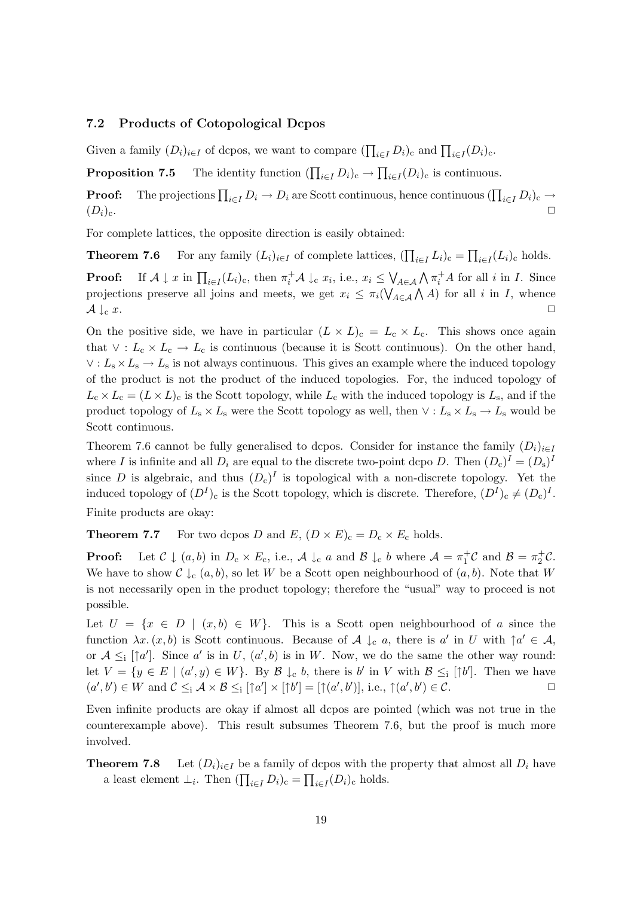### 7.2 Products of Cotopological Dcpos

Given a family $(D_i)_{i\in I}$ of dcpos, we want to compare $(\prod_{i\in I} D_i)_{\mathrm{c}}$ and $\prod_{i\in I}(D_i)_{\mathrm{c}}$.

**Proposition 7.5** The identity function $(\prod_{i\in I} D_i)_{\mathrm{c}} \to \prod_{i\in I}(D_i)_{\mathrm{c}}$ is continuous.

**Proof:** The projections $\prod_{i\in I} D_i \to D_i$ are Scott continuous, hence continuous $(\prod_{i\in I} D_i)_{\mathrm{c}} \to (D_i)_{\mathrm{c}}$. $\square$

For complete lattices, the opposite direction is easily obtained:

**Theorem 7.6** For any family $(L_i)_{i\in I}$ of complete lattices, $(\prod_{i\in I} L_i)_{\mathrm{c}} = \prod_{i\in I}(L_i)_{\mathrm{c}}$ holds.

**Proof:** If $\mathcal{A} \downarrow x$ in $\prod_{i\in I}(L_i)_{\mathrm{c}}$, then $\pi_i^+\mathcal{A} \downarrow_{\mathrm{c}} x_i$, i.e., $x_i \leq \bigvee_{A\in\mathcal{A}} \bigwedge \pi_i^+ A$ for all $i$ in $I$. Since projections preserve all joins and meets, we get $x_i \leq \pi_i(\bigvee_{A\in\mathcal{A}} \bigwedge A)$ for all $i$ in $I$, whence $\mathcal{A} \downarrow_{\mathrm{c}} x$. $\square$

On the positive side, we have in particular $(L \times L)_{\mathrm{c}} = L_{\mathrm{c}} \times L_{\mathrm{c}}$. This shows once again that $\vee : L_{\mathrm{c}} \times L_{\mathrm{c}} \to L_{\mathrm{c}}$ is continuous (because it is Scott continuous). On the other hand, $\vee : L_{\mathrm{s}} \times L_{\mathrm{s}} \to L_{\mathrm{s}}$ is not always continuous. This gives an example where the induced topology of the product is not the product of the induced topologies. For, the induced topology of $L_{\mathrm{c}} \times L_{\mathrm{c}} = (L \times L)_{\mathrm{c}}$ is the Scott topology, while $L_{\mathrm{c}}$ with the induced topology is $L_{\mathrm{s}}$, and if the product topology of $L_{\mathrm{s}} \times L_{\mathrm{s}}$ were the Scott topology as well, then $\vee : L_{\mathrm{s}} \times L_{\mathrm{s}} \to L_{\mathrm{s}}$ would be Scott continuous.

Theorem 7.6 cannot be fully generalised to dcpos. Consider for instance the family $(D_i)_{i\in I}$ where $I$ is infinite and all $D_i$ are equal to the discrete two-point dcpo $D$. Then $(D_{\mathrm{c}})^I = (D_{\mathrm{s}})^I$ since $D$ is algebraic, and thus $(D_{\mathrm{c}})^I$ is topological with a non-discrete topology. Yet the induced topology of $(D^I)_{\mathrm{c}}$ is the Scott topology, which is discrete. Therefore, $(D^I)_{\mathrm{c}} \neq (D_{\mathrm{c}})^I$.

Finite products are okay:

**Theorem 7.7** For two dcpos $D$ and $E$, $(D \times E)_{\mathrm{c}} = D_{\mathrm{c}} \times E_{\mathrm{c}}$ holds.

**Proof:** Let $\mathcal{C} \downarrow (a, b)$ in $D_{\mathrm{c}} \times E_{\mathrm{c}}$, i.e., $\mathcal{A} \downarrow_{\mathrm{c}} a$ and $\mathcal{B} \downarrow_{\mathrm{c}} b$ where $\mathcal{A} = \pi_1^+\mathcal{C}$ and $\mathcal{B} = \pi_2^+\mathcal{C}$. We have to show $\mathcal{C} \downarrow_{\mathrm{c}} (a, b)$, so let $W$ be a Scott open neighbourhood of $(a, b)$. Note that $W$ is not necessarily open in the product topology; therefore the "usual" way to proceed is not possible.

Let $U = \{x \in D \mid (x, b) \in W\}$. This is a Scott open neighbourhood of $a$ since the function $\lambda x.\,(x, b)$ is Scott continuous. Because of $\mathcal{A} \downarrow_{\mathrm{c}} a$, there is $a'$ in $U$ with $\uparrow a' \in \mathcal{A}$, or $\mathcal{A} \leq_{\mathrm{i}} [\uparrow a']$. Since $a'$ is in $U$, $(a', b)$ is in $W$. Now, we do the same the other way round: let $V = \{y \in E \mid (a', y) \in W\}$. By $\mathcal{B} \downarrow_{\mathrm{c}} b$, there is $b'$ in $V$ with $\mathcal{B} \leq_{\mathrm{i}} [\uparrow b']$. Then we have $(a', b') \in W$ and $\mathcal{C} \leq_{\mathrm{i}} \mathcal{A} \times \mathcal{B} \leq_{\mathrm{i}} [\uparrow a'] \times [\uparrow b'] = [\uparrow (a', b')]$, i.e., $\uparrow (a', b') \in \mathcal{C}$. $\square$

Even infinite products are okay if almost all dcpos are pointed (which was not true in the counterexample above). This result subsumes Theorem 7.6, but the proof is much more involved.

**Theorem 7.8** Let $(D_i)_{i\in I}$ be a family of dcpos with the property that almost all $D_i$ have a least element $\bot_i$. Then $(\prod_{i\in I} D_i)_{\mathrm{c}} = \prod_{i\in I}(D_i)_{\mathrm{c}}$ holds.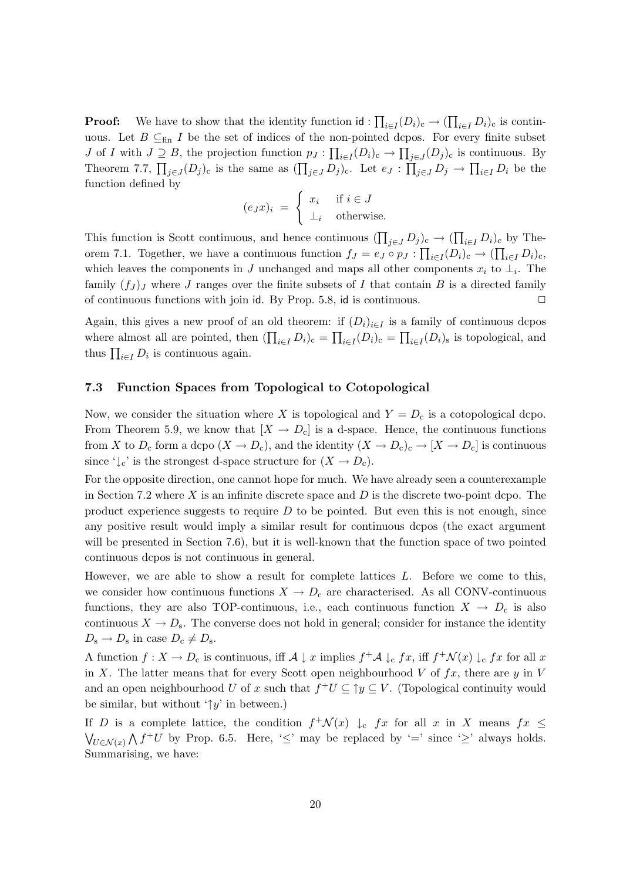**Proof:** We have to show that the identity function $\mathsf{id} : \prod_{i\in I}(D_i)_\mathrm{c} \to (\prod_{i\in I} D_i)_\mathrm{c}$ is continuous. Let $B \subseteq_\mathrm{fin} I$ be the set of indices of the non-pointed dcpos. For every finite subset $J$ of $I$ with $J \supseteq B$, the projection function $p_J : \prod_{i\in I}(D_i)_\mathrm{c} \to \prod_{j\in J}(D_j)_\mathrm{c}$ is continuous. By Theorem 7.7, $\prod_{j\in J}(D_j)_\mathrm{c}$ is the same as $(\prod_{j\in J} D_j)_\mathrm{c}$. Let $e_J : \prod_{j\in J} D_j \to \prod_{i\in I} D_i$ be the function defined by

$$(e_J x)_i \;=\; \begin{cases} x_i & \text{if } i \in J \\ \bot_i & \text{otherwise.} \end{cases}$$

This function is Scott continuous, and hence continuous $(\prod_{j\in J} D_j)_\mathrm{c} \to (\prod_{i\in I} D_i)_\mathrm{c}$ by Theorem 7.1. Together, we have a continuous function $f_J = e_J \circ p_J : \prod_{i\in I}(D_i)_\mathrm{c} \to (\prod_{i\in I} D_i)_\mathrm{c}$, which leaves the components in $J$ unchanged and maps all other components $x_i$ to $\bot_i$. The family $(f_J)_J$ where $J$ ranges over the finite subsets of $I$ that contain $B$ is a directed family of continuous functions with join $\mathsf{id}$. By Prop. 5.8, $\mathsf{id}$ is continuous. $\Box$

Again, this gives a new proof of an old theorem: if $(D_i)_{i\in I}$ is a family of continuous dcpos where almost all are pointed, then $(\prod_{i\in I} D_i)_\mathrm{c} = \prod_{i\in I}(D_i)_\mathrm{c} = \prod_{i\in I}(D_i)_\mathrm{s}$ is topological, and thus $\prod_{i\in I} D_i$ is continuous again.

### 7.3 Function Spaces from Topological to Cotopological

Now, we consider the situation where $X$ is topological and $Y = D_\mathrm{c}$ is a cotopological dcpo. From Theorem 5.9, we know that $[X \to D_\mathrm{c}]$ is a d-space. Hence, the continuous functions from $X$ to $D_\mathrm{c}$ form a dcpo $(X \to D_\mathrm{c})$, and the identity $(X \to D_\mathrm{c})_\mathrm{c} \to [X \to D_\mathrm{c}]$ is continuous since '$\downarrow_\mathrm{c}$' is the strongest d-space structure for $(X \to D_\mathrm{c})$.

For the opposite direction, one cannot hope for much. We have already seen a counterexample in Section 7.2 where $X$ is an infinite discrete space and $D$ is the discrete two-point dcpo. The product experience suggests to require $D$ to be pointed. But even this is not enough, since any positive result would imply a similar result for continuous dcpos (the exact argument will be presented in Section 7.6), but it is well-known that the function space of two pointed continuous dcpos is not continuous in general.

However, we are able to show a result for complete lattices $L$. Before we come to this, we consider how continuous functions $X \to D_\mathrm{c}$ are characterised. As all CONV-continuous functions, they are also TOP-continuous, i.e., each continuous function $X \to D_\mathrm{c}$ is also continuous $X \to D_\mathrm{s}$. The converse does not hold in general; consider for instance the identity $D_\mathrm{s} \to D_\mathrm{s}$ in case $D_\mathrm{c} \neq D_\mathrm{s}$.

A function $f : X \to D_\mathrm{c}$ is continuous, iff $\mathcal{A} \downarrow x$ implies $f^+\mathcal{A} \downarrow_\mathrm{c} fx$, iff $f^+\mathcal{N}(x) \downarrow_\mathrm{c} fx$ for all $x$ in $X$. The latter means that for every Scott open neighbourhood $V$ of $fx$, there are $y$ in $V$ and an open neighbourhood $U$ of $x$ such that $f^+U \subseteq {\uparrow}y \subseteq V$. (Topological continuity would be similar, but without '${\uparrow}y$' in between.)

If $D$ is a complete lattice, the condition $f^+\mathcal{N}(x) \downarrow_\mathrm{c} fx$ for all $x$ in $X$ means $fx \leq \bigvee_{U\in\mathcal{N}(x)} \bigwedge f^+U$ by Prop. 6.5. Here, '$\leq$' may be replaced by '$=$' since '$\geq$' always holds. Summarising, we have: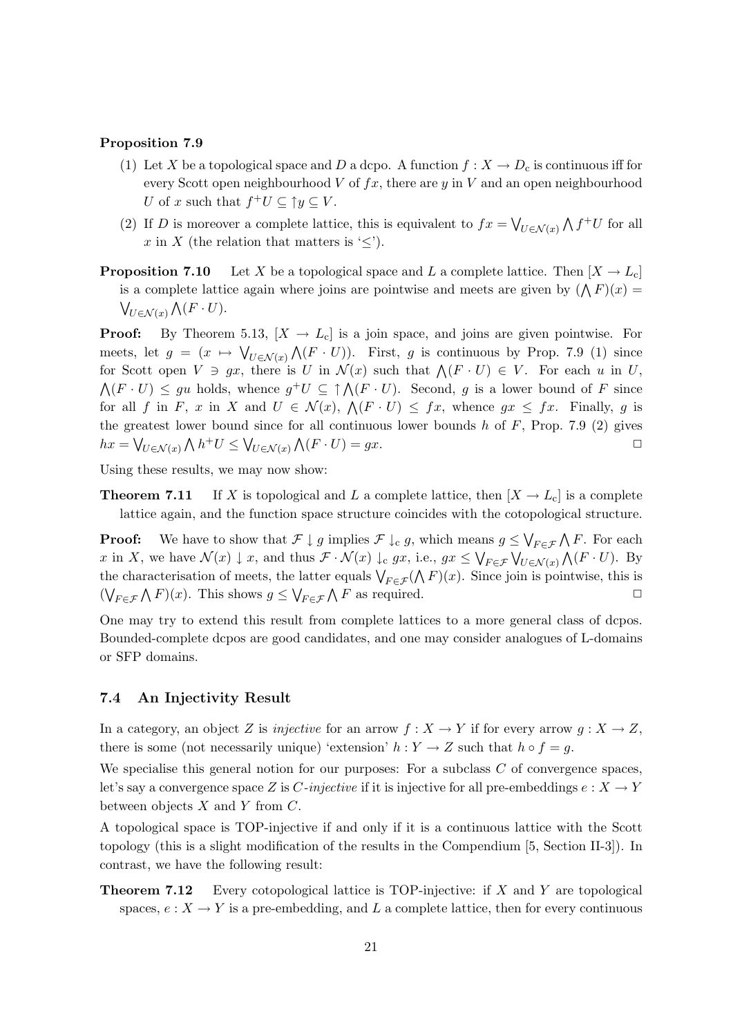**Proposition 7.9**

(1) Let $X$ be a topological space and $D$ a dcpo. A function $f : X \to D_c$ is continuous iff for every Scott open neighbourhood $V$ of $fx$, there are $y$ in $V$ and an open neighbourhood $U$ of $x$ such that $f^+U \subseteq \uparrow y \subseteq V$.

(2) If $D$ is moreover a complete lattice, this is equivalent to $fx = \bigvee_{U \in \mathcal{N}(x)} \bigwedge f^+U$ for all $x$ in $X$ (the relation that matters is '$\leq$').

**Proposition 7.10** Let $X$ be a topological space and $L$ a complete lattice. Then $[X \to L_c]$ is a complete lattice again where joins are pointwise and meets are given by $(\bigwedge F)(x) = \bigvee_{U \in \mathcal{N}(x)} \bigwedge (F \cdot U)$.

**Proof:** By Theorem 5.13, $[X \to L_c]$ is a join space, and joins are given pointwise. For meets, let $g = (x \mapsto \bigvee_{U \in \mathcal{N}(x)} \bigwedge (F \cdot U))$. First, $g$ is continuous by Prop. 7.9 (1) since for Scott open $V \ni gx$, there is $U$ in $\mathcal{N}(x)$ such that $\bigwedge (F \cdot U) \in V$. For each $u$ in $U$, $\bigwedge (F \cdot U) \leq gu$ holds, whence $g^+U \subseteq \uparrow \bigwedge (F \cdot U)$. Second, $g$ is a lower bound of $F$ since for all $f$ in $F$, $x$ in $X$ and $U \in \mathcal{N}(x)$, $\bigwedge (F \cdot U) \leq fx$, whence $gx \leq fx$. Finally, $g$ is the greatest lower bound since for all continuous lower bounds $h$ of $F$, Prop. 7.9 (2) gives $hx = \bigvee_{U \in \mathcal{N}(x)} \bigwedge h^+U \leq \bigvee_{U \in \mathcal{N}(x)} \bigwedge (F \cdot U) = gx$. □

Using these results, we may now show:

**Theorem 7.11** If $X$ is topological and $L$ a complete lattice, then $[X \to L_c]$ is a complete lattice again, and the function space structure coincides with the cotopological structure.

**Proof:** We have to show that $\mathcal{F} \downarrow g$ implies $\mathcal{F} \downarrow_c g$, which means $g \leq \bigvee_{F \in \mathcal{F}} \bigwedge F$. For each $x$ in $X$, we have $\mathcal{N}(x) \downarrow x$, and thus $\mathcal{F} \cdot \mathcal{N}(x) \downarrow_c gx$, i.e., $gx \leq \bigvee_{F \in \mathcal{F}} \bigvee_{U \in \mathcal{N}(x)} \bigwedge (F \cdot U)$. By the characterisation of meets, the latter equals $\bigvee_{F \in \mathcal{F}} (\bigwedge F)(x)$. Since join is pointwise, this is $(\bigvee_{F \in \mathcal{F}} \bigwedge F)(x)$. This shows $g \leq \bigvee_{F \in \mathcal{F}} \bigwedge F$ as required. □

One may try to extend this result from complete lattices to a more general class of dcpos. Bounded-complete dcpos are good candidates, and one may consider analogues of L-domains or SFP domains.

### 7.4 An Injectivity Result

In a category, an object $Z$ is *injective* for an arrow $f : X \to Y$ if for every arrow $g : X \to Z$, there is some (not necessarily unique) 'extension' $h : Y \to Z$ such that $h \circ f = g$.

We specialise this general notion for our purposes: For a subclass $C$ of convergence spaces, let's say a convergence space $Z$ is *$C$-injective* if it is injective for all pre-embeddings $e : X \to Y$ between objects $X$ and $Y$ from $C$.

A topological space is TOP-injective if and only if it is a continuous lattice with the Scott topology (this is a slight modification of the results in the Compendium [5, Section II-3]). In contrast, we have the following result:

**Theorem 7.12** Every cotopological lattice is TOP-injective: if $X$ and $Y$ are topological spaces, $e : X \to Y$ is a pre-embedding, and $L$ a complete lattice, then for every continuous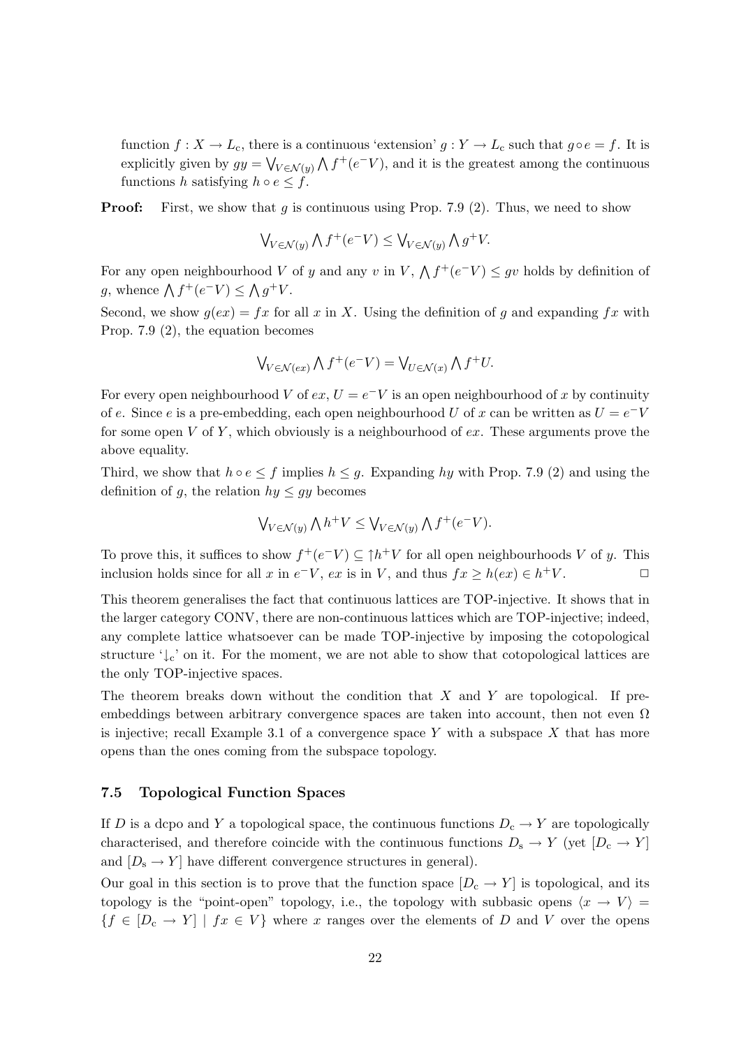function $f : X \to L_c$, there is a continuous 'extension' $g : Y \to L_c$ such that $g \circ e = f$. It is explicitly given by $gy = \bigvee_{V \in \mathcal{N}(y)} \bigwedge f^+(e^- V)$, and it is the greatest among the continuous functions $h$ satisfying $h \circ e \leq f$.

**Proof:** First, we show that $g$ is continuous using Prop. 7.9 (2). Thus, we need to show

$$\bigvee_{V \in \mathcal{N}(y)} \bigwedge f^+(e^- V) \leq \bigvee_{V \in \mathcal{N}(y)} \bigwedge g^+ V.$$

For any open neighbourhood $V$ of $y$ and any $v$ in $V$, $\bigwedge f^+(e^- V) \leq gv$ holds by definition of $g$, whence $\bigwedge f^+(e^- V) \leq \bigwedge g^+ V$.

Second, we show $g(ex) = fx$ for all $x$ in $X$. Using the definition of $g$ and expanding $fx$ with Prop. 7.9 (2), the equation becomes

$$\bigvee_{V \in \mathcal{N}(ex)} \bigwedge f^+(e^- V) = \bigvee_{U \in \mathcal{N}(x)} \bigwedge f^+ U.$$

For every open neighbourhood $V$ of $ex$, $U = e^- V$ is an open neighbourhood of $x$ by continuity of $e$. Since $e$ is a pre-embedding, each open neighbourhood $U$ of $x$ can be written as $U = e^- V$ for some open $V$ of $Y$, which obviously is a neighbourhood of $ex$. These arguments prove the above equality.

Third, we show that $h \circ e \leq f$ implies $h \leq g$. Expanding $hy$ with Prop. 7.9 (2) and using the definition of $g$, the relation $hy \leq gy$ becomes

$$\bigvee_{V \in \mathcal{N}(y)} \bigwedge h^+ V \leq \bigvee_{V \in \mathcal{N}(y)} \bigwedge f^+(e^- V).$$

To prove this, it suffices to show $f^+(e^- V) \subseteq \uparrow h^+ V$ for all open neighbourhoods $V$ of $y$. This inclusion holds since for all $x$ in $e^- V$, $ex$ is in $V$, and thus $fx \geq h(ex) \in h^+ V$. □

This theorem generalises the fact that continuous lattices are TOP-injective. It shows that in the larger category CONV, there are non-continuous lattices which are TOP-injective; indeed, any complete lattice whatsoever can be made TOP-injective by imposing the cotopological structure '$\downarrow_c$' on it. For the moment, we are not able to show that cotopological lattices are the only TOP-injective spaces.

The theorem breaks down without the condition that $X$ and $Y$ are topological. If pre-embeddings between arbitrary convergence spaces are taken into account, then not even $\Omega$ is injective; recall Example 3.1 of a convergence space $Y$ with a subspace $X$ that has more opens than the ones coming from the subspace topology.

### 7.5 Topological Function Spaces

If $D$ is a dcpo and $Y$ a topological space, the continuous functions $D_c \to Y$ are topologically characterised, and therefore coincide with the continuous functions $D_s \to Y$ (yet $[D_c \to Y]$ and $[D_s \to Y]$ have different convergence structures in general).

Our goal in this section is to prove that the function space $[D_c \to Y]$ is topological, and its topology is the "point-open" topology, i.e., the topology with subbasic opens $\langle x \to V \rangle = \{f \in [D_c \to Y] \mid fx \in V\}$ where $x$ ranges over the elements of $D$ and $V$ over the opens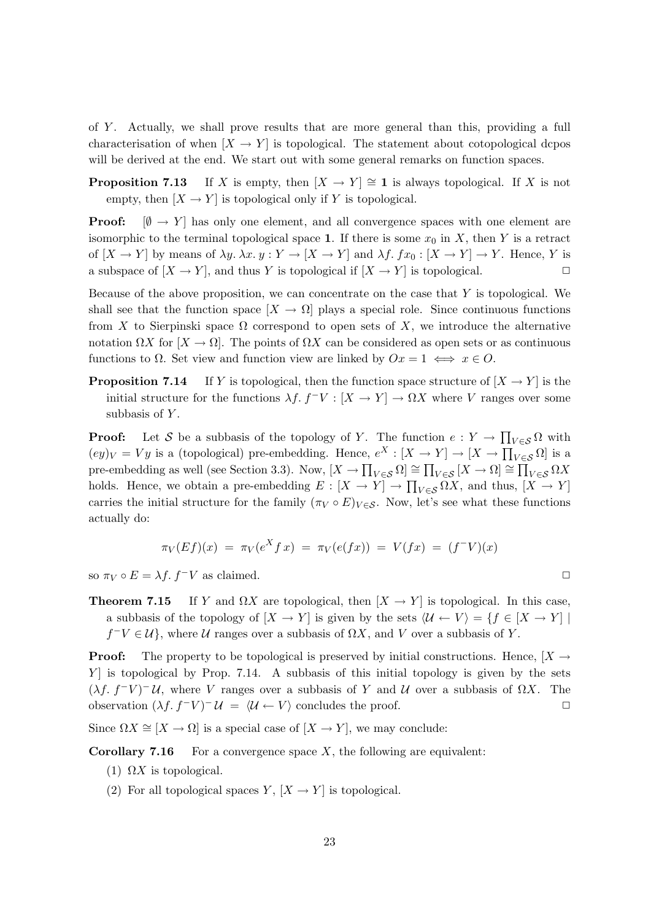of $Y$. Actually, we shall prove results that are more general than this, providing a full characterisation of when $[X \to Y]$ is topological. The statement about cotopological dcpos will be derived at the end. We start out with some general remarks on function spaces.

**Proposition 7.13** If $X$ is empty, then $[X \to Y] \cong \mathbf{1}$ is always topological. If $X$ is not empty, then $[X \to Y]$ is topological only if $Y$ is topological.

**Proof:** $[\emptyset \to Y]$ has only one element, and all convergence spaces with one element are isomorphic to the terminal topological space $\mathbf{1}$. If there is some $x_0$ in $X$, then $Y$ is a retract of $[X \to Y]$ by means of $\lambda y.\, \lambda x.\, y : Y \to [X \to Y]$ and $\lambda f.\, f x_0 : [X \to Y] \to Y$. Hence, $Y$ is a subspace of $[X \to Y]$, and thus $Y$ is topological if $[X \to Y]$ is topological. ◻

Because of the above proposition, we can concentrate on the case that $Y$ is topological. We shall see that the function space $[X \to \Omega]$ plays a special role. Since continuous functions from $X$ to Sierpinski space $\Omega$ correspond to open sets of $X$, we introduce the alternative notation $\Omega X$ for $[X \to \Omega]$. The points of $\Omega X$ can be considered as open sets or as continuous functions to $\Omega$. Set view and function view are linked by $Ox = 1 \iff x \in O$.

**Proposition 7.14** If $Y$ is topological, then the function space structure of $[X \to Y]$ is the initial structure for the functions $\lambda f.\, f^- V : [X \to Y] \to \Omega X$ where $V$ ranges over some subbasis of $Y$.

**Proof:** Let $\mathcal{S}$ be a subbasis of the topology of $Y$. The function $e : Y \to \prod_{V \in \mathcal{S}} \Omega$ with $(ey)_V = Vy$ is a (topological) pre-embedding. Hence, $e^X : [X \to Y] \to [X \to \prod_{V \in \mathcal{S}} \Omega]$ is a pre-embedding as well (see Section 3.3). Now, $[X \to \prod_{V \in \mathcal{S}} \Omega] \cong \prod_{V \in \mathcal{S}} [X \to \Omega] \cong \prod_{V \in \mathcal{S}} \Omega X$ holds. Hence, we obtain a pre-embedding $E : [X \to Y] \to \prod_{V \in \mathcal{S}} \Omega X$, and thus, $[X \to Y]$ carries the initial structure for the family $(\pi_V \circ E)_{V \in \mathcal{S}}$. Now, let's see what these functions actually do:

$$\pi_V(Ef)(x) \;=\; \pi_V(e^X f\, x) \;=\; \pi_V(e(fx)) \;=\; V(fx) \;=\; (f^- V)(x)$$

so $\pi_V \circ E = \lambda f.\, f^- V$ as claimed. ◻

**Theorem 7.15** If $Y$ and $\Omega X$ are topological, then $[X \to Y]$ is topological. In this case, a subbasis of the topology of $[X \to Y]$ is given by the sets $\langle \mathcal{U} \leftarrow V \rangle = \{f \in [X \to Y] \mid f^- V \in \mathcal{U}\}$, where $\mathcal{U}$ ranges over a subbasis of $\Omega X$, and $V$ over a subbasis of $Y$.

**Proof:** The property to be topological is preserved by initial constructions. Hence, $[X \to Y]$ is topological by Prop. 7.14. A subbasis of this initial topology is given by the sets $(\lambda f.\, f^- V)^- \mathcal{U}$, where $V$ ranges over a subbasis of $Y$ and $\mathcal{U}$ over a subbasis of $\Omega X$. The observation $(\lambda f.\, f^- V)^- \mathcal{U} = \langle \mathcal{U} \leftarrow V \rangle$ concludes the proof. ◻

Since $\Omega X \cong [X \to \Omega]$ is a special case of $[X \to Y]$, we may conclude:

**Corollary 7.16** For a convergence space $X$, the following are equivalent:

(1) $\Omega X$ is topological.

(2) For all topological spaces $Y$, $[X \to Y]$ is topological.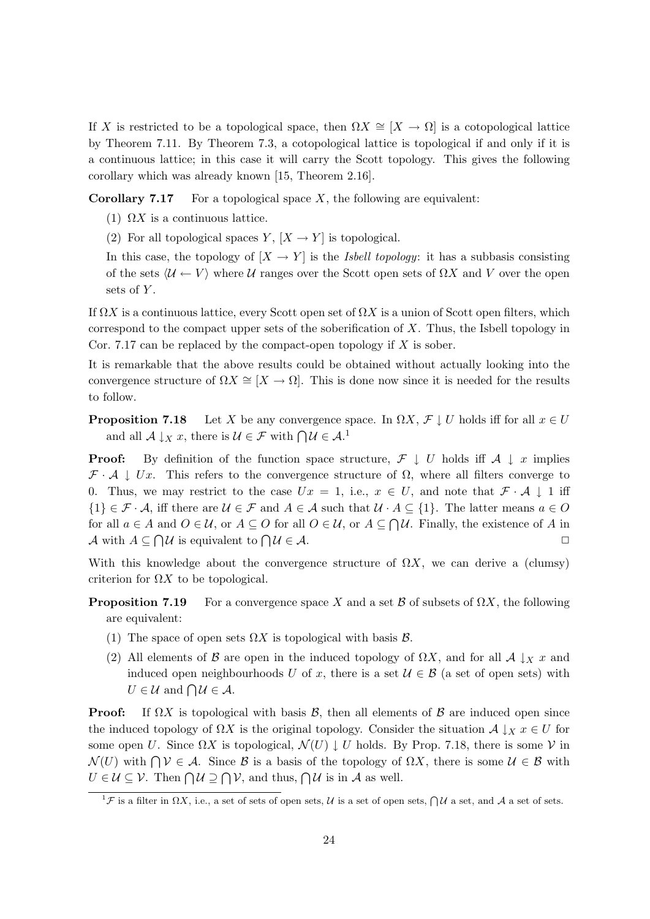If $X$ is restricted to be a topological space, then $\Omega X \cong [X \to \Omega]$ is a cotopological lattice by Theorem 7.11. By Theorem 7.3, a cotopological lattice is topological if and only if it is a continuous lattice; in this case it will carry the Scott topology. This gives the following corollary which was already known [15, Theorem 2.16].

**Corollary 7.17** For a topological space $X$, the following are equivalent:

(1) $\Omega X$ is a continuous lattice.

(2) For all topological spaces $Y$, $[X \to Y]$ is topological.

In this case, the topology of $[X \to Y]$ is the *Isbell topology*: it has a subbasis consisting of the sets $\langle \mathcal{U} \leftarrow V \rangle$ where $\mathcal{U}$ ranges over the Scott open sets of $\Omega X$ and $V$ over the open sets of $Y$.

If $\Omega X$ is a continuous lattice, every Scott open set of $\Omega X$ is a union of Scott open filters, which correspond to the compact upper sets of the soberification of $X$. Thus, the Isbell topology in Cor. 7.17 can be replaced by the compact-open topology if $X$ is sober.

It is remarkable that the above results could be obtained without actually looking into the convergence structure of $\Omega X \cong [X \to \Omega]$. This is done now since it is needed for the results to follow.

**Proposition 7.18** Let $X$ be any convergence space. In $\Omega X$, $\mathcal{F} \downarrow U$ holds iff for all $x \in U$ and all $\mathcal{A} \downarrow_X x$, there is $\mathcal{U} \in \mathcal{F}$ with $\bigcap \mathcal{U} \in \mathcal{A}$.[1]

**Proof:** By definition of the function space structure, $\mathcal{F} \downarrow U$ holds iff $\mathcal{A} \downarrow x$ implies $\mathcal{F} \cdot \mathcal{A} \downarrow Ux$. This refers to the convergence structure of $\Omega$, where all filters converge to 0. Thus, we may restrict to the case $Ux = 1$, i.e., $x \in U$, and note that $\mathcal{F} \cdot \mathcal{A} \downarrow 1$ iff $\{1\} \in \mathcal{F} \cdot \mathcal{A}$, iff there are $\mathcal{U} \in \mathcal{F}$ and $A \in \mathcal{A}$ such that $\mathcal{U} \cdot A \subseteq \{1\}$. The latter means $a \in O$ for all $a \in A$ and $O \in \mathcal{U}$, or $A \subseteq O$ for all $O \in \mathcal{U}$, or $A \subseteq \bigcap \mathcal{U}$. Finally, the existence of $A$ in $\mathcal{A}$ with $A \subseteq \bigcap \mathcal{U}$ is equivalent to $\bigcap \mathcal{U} \in \mathcal{A}$. $\square$

With this knowledge about the convergence structure of $\Omega X$, we can derive a (clumsy) criterion for $\Omega X$ to be topological.

**Proposition 7.19** For a convergence space $X$ and a set $\mathcal{B}$ of subsets of $\Omega X$, the following are equivalent:

(1) The space of open sets $\Omega X$ is topological with basis $\mathcal{B}$.

(2) All elements of $\mathcal{B}$ are open in the induced topology of $\Omega X$, and for all $\mathcal{A} \downarrow_X x$ and induced open neighbourhoods $U$ of $x$, there is a set $\mathcal{U} \in \mathcal{B}$ (a set of open sets) with $U \in \mathcal{U}$ and $\bigcap \mathcal{U} \in \mathcal{A}$.

**Proof:** If $\Omega X$ is topological with basis $\mathcal{B}$, then all elements of $\mathcal{B}$ are induced open since the induced topology of $\Omega X$ is the original topology. Consider the situation $\mathcal{A} \downarrow_X x \in U$ for some open $U$. Since $\Omega X$ is topological, $\mathcal{N}(U) \downarrow U$ holds. By Prop. 7.18, there is some $\mathcal{V}$ in $\mathcal{N}(U)$ with $\bigcap \mathcal{V} \in \mathcal{A}$. Since $\mathcal{B}$ is a basis of the topology of $\Omega X$, there is some $\mathcal{U} \in \mathcal{B}$ with $U \in \mathcal{U} \subseteq \mathcal{V}$. Then $\bigcap \mathcal{U} \supseteq \bigcap \mathcal{V}$, and thus, $\bigcap \mathcal{U}$ is in $\mathcal{A}$ as well.

[1] $\mathcal{F}$ is a filter in $\Omega X$, i.e., a set of sets of open sets, $\mathcal{U}$ is a set of open sets, $\bigcap \mathcal{U}$ a set, and $\mathcal{A}$ a set of sets.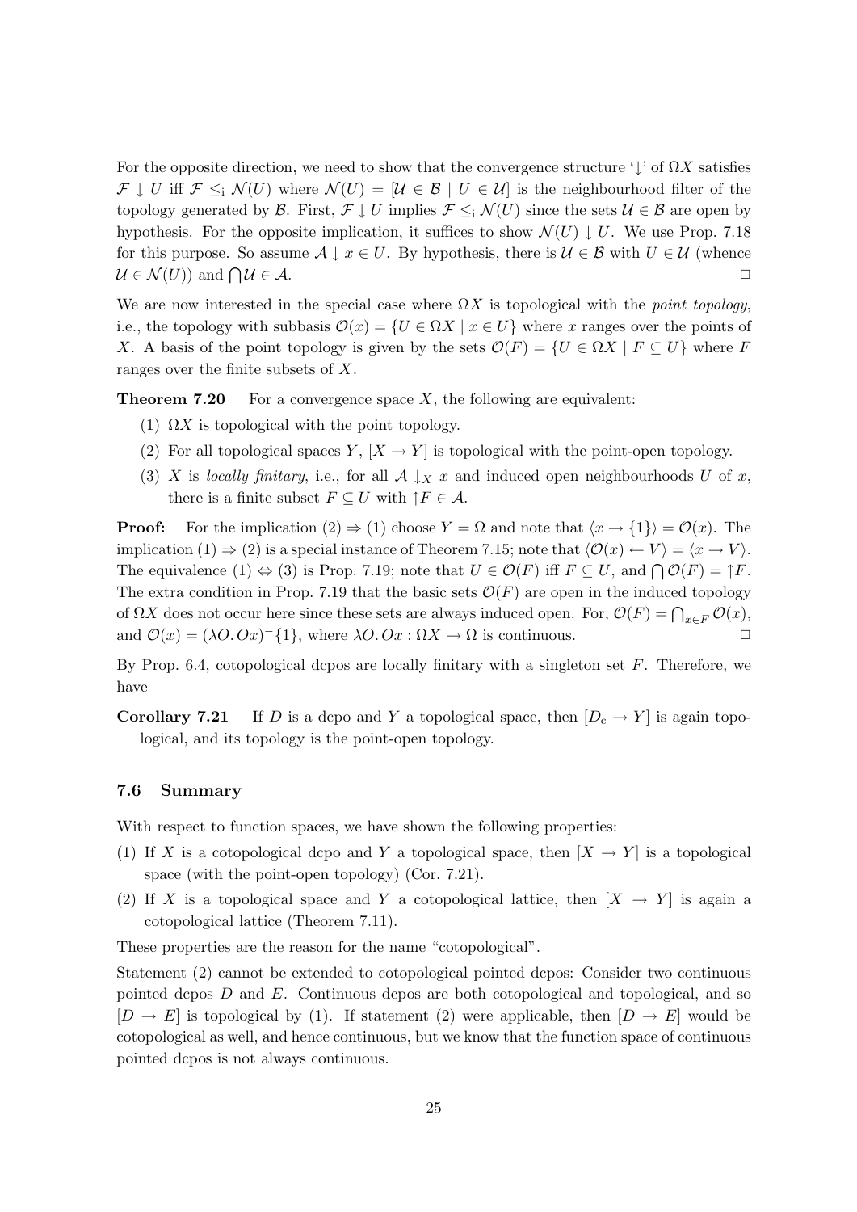For the opposite direction, we need to show that the convergence structure '$\downarrow$' of $\Omega X$ satisfies $\mathcal{F} \downarrow U$ iff $\mathcal{F} \leq_{\mathrm{i}} \mathcal{N}(U)$ where $\mathcal{N}(U) = [\mathcal{U} \in \mathcal{B} \mid U \in \mathcal{U}]$ is the neighbourhood filter of the topology generated by $\mathcal{B}$. First, $\mathcal{F} \downarrow U$ implies $\mathcal{F} \leq_{\mathrm{i}} \mathcal{N}(U)$ since the sets $\mathcal{U} \in \mathcal{B}$ are open by hypothesis. For the opposite implication, it suffices to show $\mathcal{N}(U) \downarrow U$. We use Prop. 7.18 for this purpose. So assume $\mathcal{A} \downarrow x \in U$. By hypothesis, there is $\mathcal{U} \in \mathcal{B}$ with $U \in \mathcal{U}$ (whence $\mathcal{U} \in \mathcal{N}(U)$) and $\bigcap \mathcal{U} \in \mathcal{A}$. $\square$

We are now interested in the special case where $\Omega X$ is topological with the *point topology*, i.e., the topology with subbasis $\mathcal{O}(x) = \{U \in \Omega X \mid x \in U\}$ where $x$ ranges over the points of $X$. A basis of the point topology is given by the sets $\mathcal{O}(F) = \{U \in \Omega X \mid F \subseteq U\}$ where $F$ ranges over the finite subsets of $X$.

**Theorem 7.20** For a convergence space $X$, the following are equivalent:

(1) $\Omega X$ is topological with the point topology.

(2) For all topological spaces $Y$, $[X \to Y]$ is topological with the point-open topology.

(3) $X$ is *locally finitary*, i.e., for all $\mathcal{A} \downarrow_X x$ and induced open neighbourhoods $U$ of $x$, there is a finite subset $F \subseteq U$ with $\uparrow F \in \mathcal{A}$.

**Proof:** For the implication (2) $\Rightarrow$ (1) choose $Y = \Omega$ and note that $\langle x \to \{1\} \rangle = \mathcal{O}(x)$. The implication (1) $\Rightarrow$ (2) is a special instance of Theorem 7.15; note that $\langle \mathcal{O}(x) \leftarrow V \rangle = \langle x \to V \rangle$. The equivalence (1) $\Leftrightarrow$ (3) is Prop. 7.19; note that $U \in \mathcal{O}(F)$ iff $F \subseteq U$, and $\bigcap \mathcal{O}(F) = \uparrow F$. The extra condition in Prop. 7.19 that the basic sets $\mathcal{O}(F)$ are open in the induced topology of $\Omega X$ does not occur here since these sets are always induced open. For, $\mathcal{O}(F) = \bigcap_{x \in F} \mathcal{O}(x)$, and $\mathcal{O}(x) = (\lambda O.\, Ox)^{-}\{1\}$, where $\lambda O.\, Ox : \Omega X \to \Omega$ is continuous. $\square$

By Prop. 6.4, cotopological dcpos are locally finitary with a singleton set $F$. Therefore, we have

**Corollary 7.21** If $D$ is a dcpo and $Y$ a topological space, then $[D_{\mathrm{c}} \to Y]$ is again topological, and its topology is the point-open topology.

### 7.6 Summary

With respect to function spaces, we have shown the following properties:

(1) If $X$ is a cotopological dcpo and $Y$ a topological space, then $[X \to Y]$ is a topological space (with the point-open topology) (Cor. 7.21).

(2) If $X$ is a topological space and $Y$ a cotopological lattice, then $[X \to Y]$ is again a cotopological lattice (Theorem 7.11).

These properties are the reason for the name "cotopological".

Statement (2) cannot be extended to cotopological pointed dcpos: Consider two continuous pointed dcpos $D$ and $E$. Continuous dcpos are both cotopological and topological, and so $[D \to E]$ is topological by (1). If statement (2) were applicable, then $[D \to E]$ would be cotopological as well, and hence continuous, but we know that the function space of continuous pointed dcpos is not always continuous.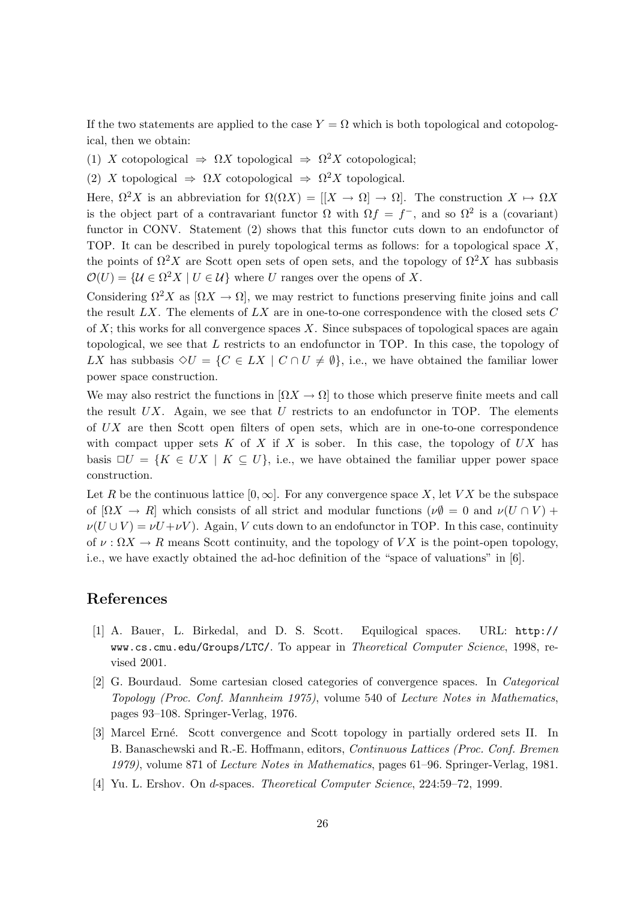If the two statements are applied to the case $Y = \Omega$ which is both topological and cotopological, then we obtain:

(1) $X$ cotopological $\Rightarrow$ $\Omega X$ topological $\Rightarrow$ $\Omega^2 X$ cotopological;

(2) $X$ topological $\Rightarrow$ $\Omega X$ cotopological $\Rightarrow$ $\Omega^2 X$ topological.

Here, $\Omega^2 X$ is an abbreviation for $\Omega(\Omega X) = [[X \to \Omega] \to \Omega]$. The construction $X \mapsto \Omega X$ is the object part of a contravariant functor $\Omega$ with $\Omega f = f^-$, and so $\Omega^2$ is a (covariant) functor in CONV. Statement (2) shows that this functor cuts down to an endofunctor of TOP. It can be described in purely topological terms as follows: for a topological space $X$, the points of $\Omega^2 X$ are Scott open sets of open sets, and the topology of $\Omega^2 X$ has subbasis $\mathcal{O}(U) = \{\mathcal{U} \in \Omega^2 X \mid U \in \mathcal{U}\}$ where $U$ ranges over the opens of $X$.

Considering $\Omega^2 X$ as $[\Omega X \to \Omega]$, we may restrict to functions preserving finite joins and call the result $LX$. The elements of $LX$ are in one-to-one correspondence with the closed sets $C$ of $X$; this works for all convergence spaces $X$. Since subspaces of topological spaces are again topological, we see that $L$ restricts to an endofunctor in TOP. In this case, the topology of $LX$ has subbasis $\Diamond U = \{C \in LX \mid C \cap U \neq \emptyset\}$, i.e., we have obtained the familiar lower power space construction.

We may also restrict the functions in $[\Omega X \to \Omega]$ to those which preserve finite meets and call the result $UX$. Again, we see that $U$ restricts to an endofunctor in TOP. The elements of $UX$ are then Scott open filters of open sets, which are in one-to-one correspondence with compact upper sets $K$ of $X$ if $X$ is sober. In this case, the topology of $UX$ has basis $\Box U = \{K \in UX \mid K \subseteq U\}$, i.e., we have obtained the familiar upper power space construction.

Let $R$ be the continuous lattice $[0, \infty]$. For any convergence space $X$, let $VX$ be the subspace of $[\Omega X \to R]$ which consists of all strict and modular functions ($\nu\emptyset = 0$ and $\nu(U \cap V) + \nu(U \cup V) = \nu U + \nu V$). Again, $V$ cuts down to an endofunctor in TOP. In this case, continuity of $\nu : \Omega X \to R$ means Scott continuity, and the topology of $VX$ is the point-open topology, i.e., we have exactly obtained the ad-hoc definition of the "space of valuations" in [6].

## References

[1] A. Bauer, L. Birkedal, and D. S. Scott. Equilogical spaces. URL: http://www.cs.cmu.edu/Groups/LTC/. To appear in *Theoretical Computer Science*, 1998, revised 2001.

[2] G. Bourdaud. Some cartesian closed categories of convergence spaces. In *Categorical Topology (Proc. Conf. Mannheim 1975)*, volume 540 of *Lecture Notes in Mathematics*, pages 93–108. Springer-Verlag, 1976.

[3] Marcel Erné. Scott convergence and Scott topology in partially ordered sets II. In B. Banaschewski and R.-E. Hoffmann, editors, *Continuous Lattices (Proc. Conf. Bremen 1979)*, volume 871 of *Lecture Notes in Mathematics*, pages 61–96. Springer-Verlag, 1981.

[4] Yu. L. Ershov. On *d*-spaces. *Theoretical Computer Science*, 224:59–72, 1999.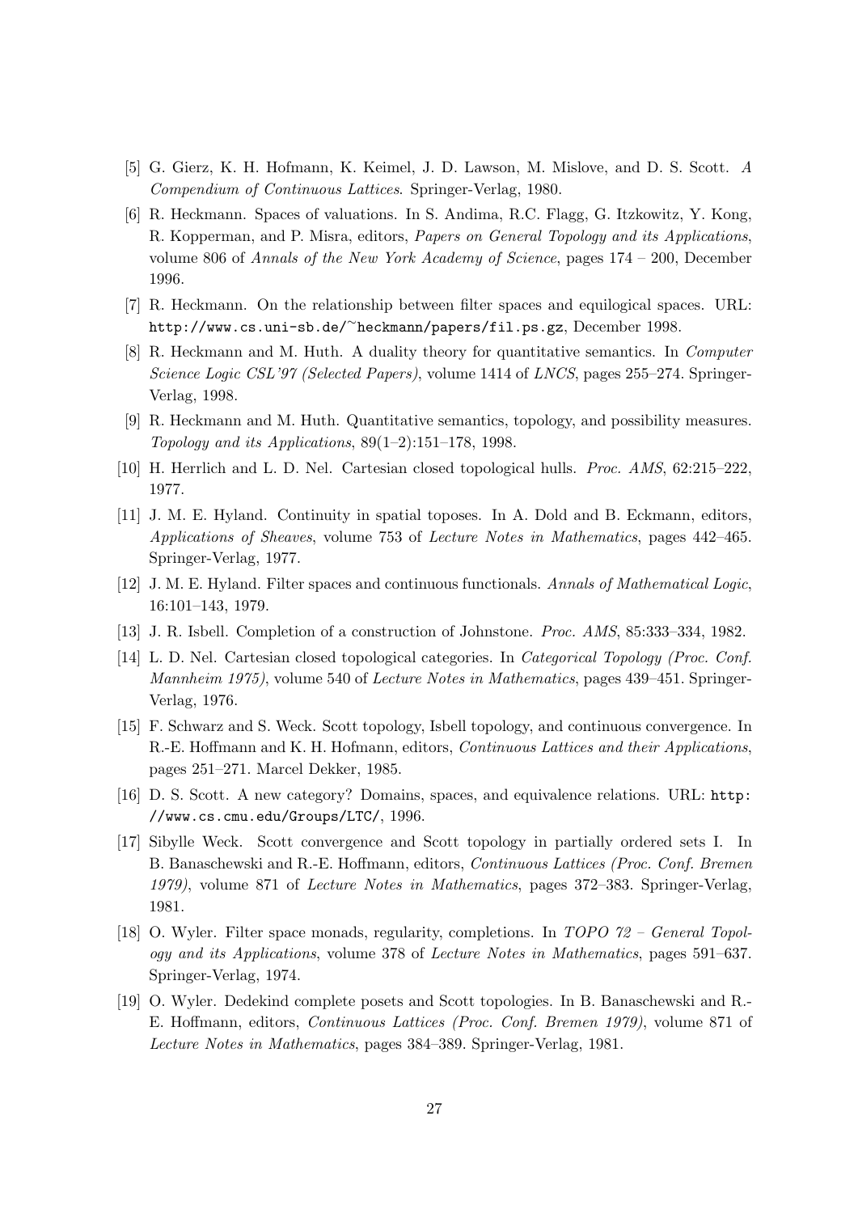[5] G. Gierz, K. H. Hofmann, K. Keimel, J. D. Lawson, M. Mislove, and D. S. Scott. *A Compendium of Continuous Lattices*. Springer-Verlag, 1980.

[6] R. Heckmann. Spaces of valuations. In S. Andima, R.C. Flagg, G. Itzkowitz, Y. Kong, R. Kopperman, and P. Misra, editors, *Papers on General Topology and its Applications*, volume 806 of *Annals of the New York Academy of Science*, pages 174 – 200, December 1996.

[7] R. Heckmann. On the relationship between filter spaces and equilogical spaces. URL: `http://www.cs.uni-sb.de/~heckmann/papers/fil.ps.gz`, December 1998.

[8] R. Heckmann and M. Huth. A duality theory for quantitative semantics. In *Computer Science Logic CSL'97 (Selected Papers)*, volume 1414 of *LNCS*, pages 255–274. Springer-Verlag, 1998.

[9] R. Heckmann and M. Huth. Quantitative semantics, topology, and possibility measures. *Topology and its Applications*, 89(1–2):151–178, 1998.

[10] H. Herrlich and L. D. Nel. Cartesian closed topological hulls. *Proc. AMS*, 62:215–222, 1977.

[11] J. M. E. Hyland. Continuity in spatial toposes. In A. Dold and B. Eckmann, editors, *Applications of Sheaves*, volume 753 of *Lecture Notes in Mathematics*, pages 442–465. Springer-Verlag, 1977.

[12] J. M. E. Hyland. Filter spaces and continuous functionals. *Annals of Mathematical Logic*, 16:101–143, 1979.

[13] J. R. Isbell. Completion of a construction of Johnstone. *Proc. AMS*, 85:333–334, 1982.

[14] L. D. Nel. Cartesian closed topological categories. In *Categorical Topology (Proc. Conf. Mannheim 1975)*, volume 540 of *Lecture Notes in Mathematics*, pages 439–451. Springer-Verlag, 1976.

[15] F. Schwarz and S. Weck. Scott topology, Isbell topology, and continuous convergence. In R.-E. Hoffmann and K. H. Hofmann, editors, *Continuous Lattices and their Applications*, pages 251–271. Marcel Dekker, 1985.

[16] D. S. Scott. A new category? Domains, spaces, and equivalence relations. URL: `http://www.cs.cmu.edu/Groups/LTC/`, 1996.

[17] Sibylle Weck. Scott convergence and Scott topology in partially ordered sets I. In B. Banaschewski and R.-E. Hoffmann, editors, *Continuous Lattices (Proc. Conf. Bremen 1979)*, volume 871 of *Lecture Notes in Mathematics*, pages 372–383. Springer-Verlag, 1981.

[18] O. Wyler. Filter space monads, regularity, completions. In *TOPO 72 – General Topology and its Applications*, volume 378 of *Lecture Notes in Mathematics*, pages 591–637. Springer-Verlag, 1974.

[19] O. Wyler. Dedekind complete posets and Scott topologies. In B. Banaschewski and R.-E. Hoffmann, editors, *Continuous Lattices (Proc. Conf. Bremen 1979)*, volume 871 of *Lecture Notes in Mathematics*, pages 384–389. Springer-Verlag, 1981.